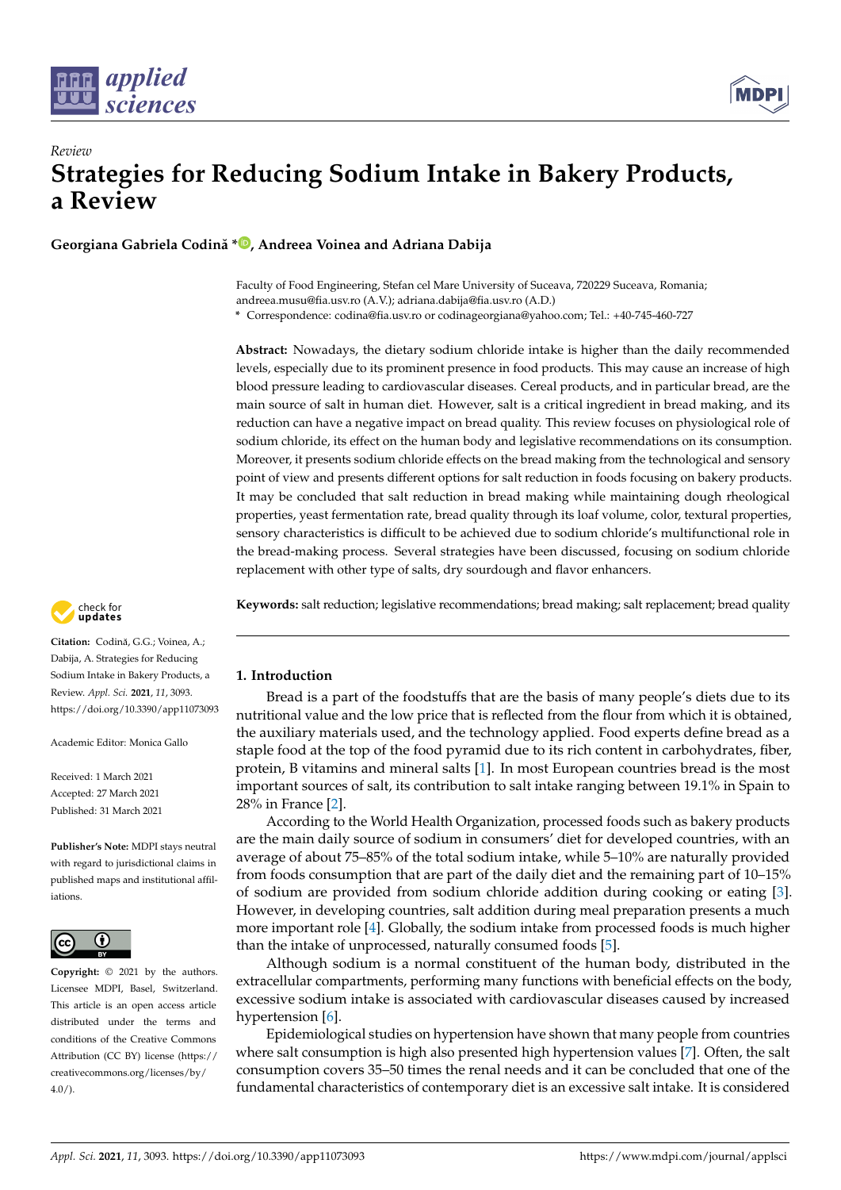*Review*

# Strategies for Reducing Sodium Intake in Bakery Products, a Review

**Georgiana Gabriela Codină \*, Andreea Voinea and Adriana Dabija**

Faculty of Food Engineering, Stefan cel Mare University of Suceava, 720229 Suceava, Romania; andreea.musu@fia.usv.ro (A.V.); adriana.dabija@fia.usv.ro (A.D.)
\* Correspondence: codina@fia.usv.ro or codinageorgiana@yahoo.com; Tel.: +40-745-460-727

**Abstract:** Nowadays, the dietary sodium chloride intake is higher than the daily recommended levels, especially due to its prominent presence in food products. This may cause an increase of high blood pressure leading to cardiovascular diseases. Cereal products, and in particular bread, are the main source of salt in human diet. However, salt is a critical ingredient in bread making, and its reduction can have a negative impact on bread quality. This review focuses on physiological role of sodium chloride, its effect on the human body and legislative recommendations on its consumption. Moreover, it presents sodium chloride effects on the bread making from the technological and sensory point of view and presents different options for salt reduction in foods focusing on bakery products. It may be concluded that salt reduction in bread making while maintaining dough rheological properties, yeast fermentation rate, bread quality through its loaf volume, color, textural properties, sensory characteristics is difficult to be achieved due to sodium chloride's multifunctional role in the bread-making process. Several strategies have been discussed, focusing on sodium chloride replacement with other type of salts, dry sourdough and flavor enhancers.

**Keywords:** salt reduction; legislative recommendations; bread making; salt replacement; bread quality

**Citation:** Codină, G.G.; Voinea, A.; Dabija, A. Strategies for Reducing Sodium Intake in Bakery Products, a Review. *Appl. Sci.* **2021**, *11*, 3093. https://doi.org/10.3390/app11073093

Academic Editor: Monica Gallo

Received: 1 March 2021
Accepted: 27 March 2021
Published: 31 March 2021

**Publisher's Note:** MDPI stays neutral with regard to jurisdictional claims in published maps and institutional affiliations.

**Copyright:** © 2021 by the authors. Licensee MDPI, Basel, Switzerland. This article is an open access article distributed under the terms and conditions of the Creative Commons Attribution (CC BY) license (https://creativecommons.org/licenses/by/4.0/).

## 1. Introduction

Bread is a part of the foodstuffs that are the basis of many people's diets due to its nutritional value and the low price that is reflected from the flour from which it is obtained, the auxiliary materials used, and the technology applied. Food experts define bread as a staple food at the top of the food pyramid due to its rich content in carbohydrates, fiber, protein, B vitamins and mineral salts [1]. In most European countries bread is the most important sources of salt, its contribution to salt intake ranging between 19.1% in Spain to 28% in France [2].

According to the World Health Organization, processed foods such as bakery products are the main daily source of sodium in consumers' diet for developed countries, with an average of about 75–85% of the total sodium intake, while 5–10% are naturally provided from foods consumption that are part of the daily diet and the remaining part of 10–15% of sodium are provided from sodium chloride addition during cooking or eating [3]. However, in developing countries, salt addition during meal preparation presents a much more important role [4]. Globally, the sodium intake from processed foods is much higher than the intake of unprocessed, naturally consumed foods [5].

Although sodium is a normal constituent of the human body, distributed in the extracellular compartments, performing many functions with beneficial effects on the body, excessive sodium intake is associated with cardiovascular diseases caused by increased hypertension [6].

Epidemiological studies on hypertension have shown that many people from countries where salt consumption is high also presented high hypertension values [7]. Often, the salt consumption covers 35–50 times the renal needs and it can be concluded that one of the fundamental characteristics of contemporary diet is an excessive salt intake. It is considered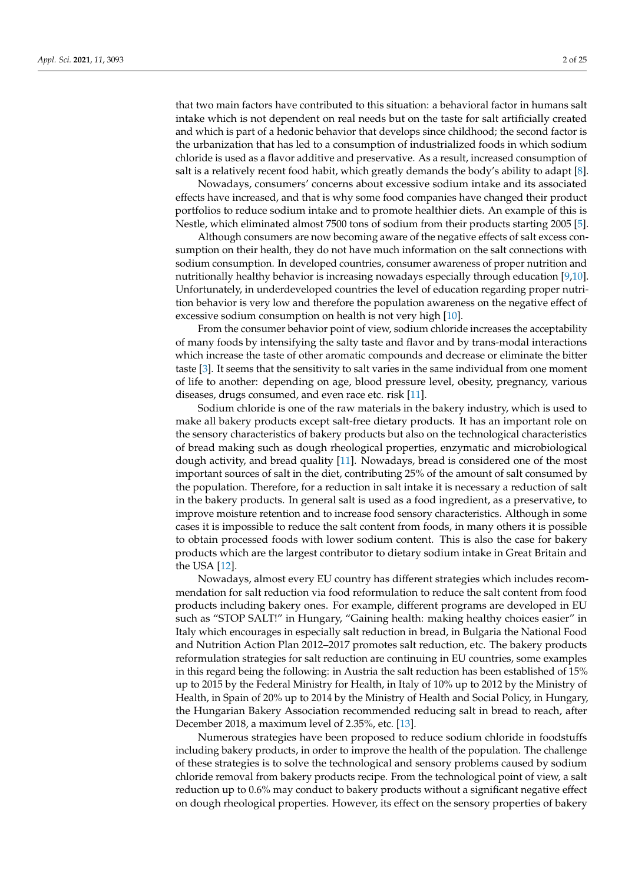that two main factors have contributed to this situation: a behavioral factor in humans salt intake which is not dependent on real needs but on the taste for salt artificially created and which is part of a hedonic behavior that develops since childhood; the second factor is the urbanization that has led to a consumption of industrialized foods in which sodium chloride is used as a flavor additive and preservative. As a result, increased consumption of salt is a relatively recent food habit, which greatly demands the body's ability to adapt [8].

Nowadays, consumers' concerns about excessive sodium intake and its associated effects have increased, and that is why some food companies have changed their product portfolios to reduce sodium intake and to promote healthier diets. An example of this is Nestle, which eliminated almost 7500 tons of sodium from their products starting 2005 [5].

Although consumers are now becoming aware of the negative effects of salt excess consumption on their health, they do not have much information on the salt connections with sodium consumption. In developed countries, consumer awareness of proper nutrition and nutritionally healthy behavior is increasing nowadays especially through education [9,10]. Unfortunately, in underdeveloped countries the level of education regarding proper nutrition behavior is very low and therefore the population awareness on the negative effect of excessive sodium consumption on health is not very high [10].

From the consumer behavior point of view, sodium chloride increases the acceptability of many foods by intensifying the salty taste and flavor and by trans-modal interactions which increase the taste of other aromatic compounds and decrease or eliminate the bitter taste [3]. It seems that the sensitivity to salt varies in the same individual from one moment of life to another: depending on age, blood pressure level, obesity, pregnancy, various diseases, drugs consumed, and even race etc. risk [11].

Sodium chloride is one of the raw materials in the bakery industry, which is used to make all bakery products except salt-free dietary products. It has an important role on the sensory characteristics of bakery products but also on the technological characteristics of bread making such as dough rheological properties, enzymatic and microbiological dough activity, and bread quality [11]. Nowadays, bread is considered one of the most important sources of salt in the diet, contributing 25% of the amount of salt consumed by the population. Therefore, for a reduction in salt intake it is necessary a reduction of salt in the bakery products. In general salt is used as a food ingredient, as a preservative, to improve moisture retention and to increase food sensory characteristics. Although in some cases it is impossible to reduce the salt content from foods, in many others it is possible to obtain processed foods with lower sodium content. This is also the case for bakery products which are the largest contributor to dietary sodium intake in Great Britain and the USA [12].

Nowadays, almost every EU country has different strategies which includes recommendation for salt reduction via food reformulation to reduce the salt content from food products including bakery ones. For example, different programs are developed in EU such as "STOP SALT!" in Hungary, "Gaining health: making healthy choices easier" in Italy which encourages in especially salt reduction in bread, in Bulgaria the National Food and Nutrition Action Plan 2012–2017 promotes salt reduction, etc. The bakery products reformulation strategies for salt reduction are continuing in EU countries, some examples in this regard being the following: in Austria the salt reduction has been established of 15% up to 2015 by the Federal Ministry for Health, in Italy of 10% up to 2012 by the Ministry of Health, in Spain of 20% up to 2014 by the Ministry of Health and Social Policy, in Hungary, the Hungarian Bakery Association recommended reducing salt in bread to reach, after December 2018, a maximum level of 2.35%, etc. [13].

Numerous strategies have been proposed to reduce sodium chloride in foodstuffs including bakery products, in order to improve the health of the population. The challenge of these strategies is to solve the technological and sensory problems caused by sodium chloride removal from bakery products recipe. From the technological point of view, a salt reduction up to 0.6% may conduct to bakery products without a significant negative effect on dough rheological properties. However, its effect on the sensory properties of bakery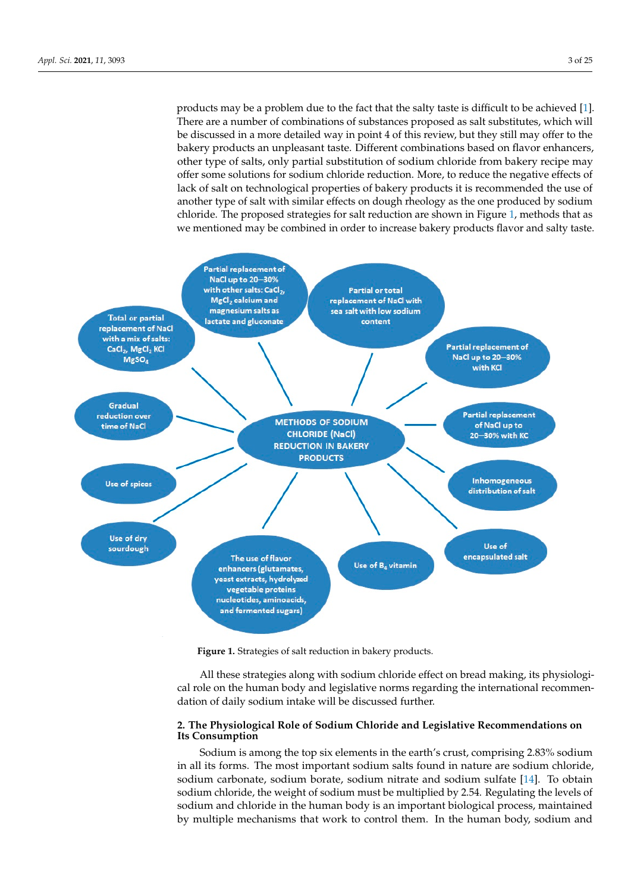products may be a problem due to the fact that the salty taste is difficult to be achieved [1]. There are a number of combinations of substances proposed as salt substitutes, which will be discussed in a more detailed way in point 4 of this review, but they still may offer to the bakery products an unpleasant taste. Different combinations based on flavor enhancers, other type of salts, only partial substitution of sodium chloride from bakery recipe may offer some solutions for sodium chloride reduction. More, to reduce the negative effects of lack of salt on technological properties of bakery products it is recommended the use of another type of salt with similar effects on dough rheology as the one produced by sodium chloride. The proposed strategies for salt reduction are shown in Figure 1, methods that as we mentioned may be combined in order to increase bakery products flavor and salty taste.

**Figure 1.** Strategies of salt reduction in bakery products.

All these strategies along with sodium chloride effect on bread making, its physiological role on the human body and legislative norms regarding the international recommendation of daily sodium intake will be discussed further.

## 2. The Physiological Role of Sodium Chloride and Legislative Recommendations on Its Consumption

Sodium is among the top six elements in the earth's crust, comprising 2.83% sodium in all its forms. The most important sodium salts found in nature are sodium chloride, sodium carbonate, sodium borate, sodium nitrate and sodium sulfate [14]. To obtain sodium chloride, the weight of sodium must be multiplied by 2.54. Regulating the levels of sodium and chloride in the human body is an important biological process, maintained by multiple mechanisms that work to control them. In the human body, sodium and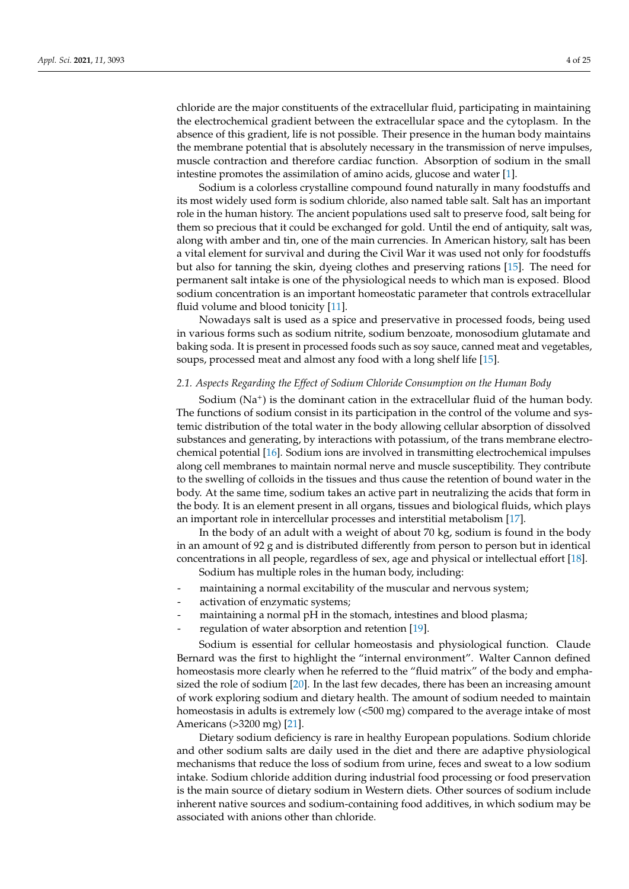chloride are the major constituents of the extracellular fluid, participating in maintaining the electrochemical gradient between the extracellular space and the cytoplasm. In the absence of this gradient, life is not possible. Their presence in the human body maintains the membrane potential that is absolutely necessary in the transmission of nerve impulses, muscle contraction and therefore cardiac function. Absorption of sodium in the small intestine promotes the assimilation of amino acids, glucose and water [1].

Sodium is a colorless crystalline compound found naturally in many foodstuffs and its most widely used form is sodium chloride, also named table salt. Salt has an important role in the human history. The ancient populations used salt to preserve food, salt being for them so precious that it could be exchanged for gold. Until the end of antiquity, salt was, along with amber and tin, one of the main currencies. In American history, salt has been a vital element for survival and during the Civil War it was used not only for foodstuffs but also for tanning the skin, dyeing clothes and preserving rations [15]. The need for permanent salt intake is one of the physiological needs to which man is exposed. Blood sodium concentration is an important homeostatic parameter that controls extracellular fluid volume and blood tonicity [11].

Nowadays salt is used as a spice and preservative in processed foods, being used in various forms such as sodium nitrite, sodium benzoate, monosodium glutamate and baking soda. It is present in processed foods such as soy sauce, canned meat and vegetables, soups, processed meat and almost any food with a long shelf life [15].

### *2.1. Aspects Regarding the Effect of Sodium Chloride Consumption on the Human Body*

Sodium ($Na^+$) is the dominant cation in the extracellular fluid of the human body. The functions of sodium consist in its participation in the control of the volume and systemic distribution of the total water in the body allowing cellular absorption of dissolved substances and generating, by interactions with potassium, of the trans membrane electrochemical potential [16]. Sodium ions are involved in transmitting electrochemical impulses along cell membranes to maintain normal nerve and muscle susceptibility. They contribute to the swelling of colloids in the tissues and thus cause the retention of bound water in the body. At the same time, sodium takes an active part in neutralizing the acids that form in the body. It is an element present in all organs, tissues and biological fluids, which plays an important role in intercellular processes and interstitial metabolism [17].

In the body of an adult with a weight of about 70 kg, sodium is found in the body in an amount of 92 g and is distributed differently from person to person but in identical concentrations in all people, regardless of sex, age and physical or intellectual effort [18].

Sodium has multiple roles in the human body, including:

- maintaining a normal excitability of the muscular and nervous system;
- activation of enzymatic systems;
- maintaining a normal pH in the stomach, intestines and blood plasma;
- regulation of water absorption and retention [19].

Sodium is essential for cellular homeostasis and physiological function. Claude Bernard was the first to highlight the "internal environment". Walter Cannon defined homeostasis more clearly when he referred to the "fluid matrix" of the body and emphasized the role of sodium [20]. In the last few decades, there has been an increasing amount of work exploring sodium and dietary health. The amount of sodium needed to maintain homeostasis in adults is extremely low (<500 mg) compared to the average intake of most Americans (>3200 mg) [21].

Dietary sodium deficiency is rare in healthy European populations. Sodium chloride and other sodium salts are daily used in the diet and there are adaptive physiological mechanisms that reduce the loss of sodium from urine, feces and sweat to a low sodium intake. Sodium chloride addition during industrial food processing or food preservation is the main source of dietary sodium in Western diets. Other sources of sodium include inherent native sources and sodium-containing food additives, in which sodium may be associated with anions other than chloride.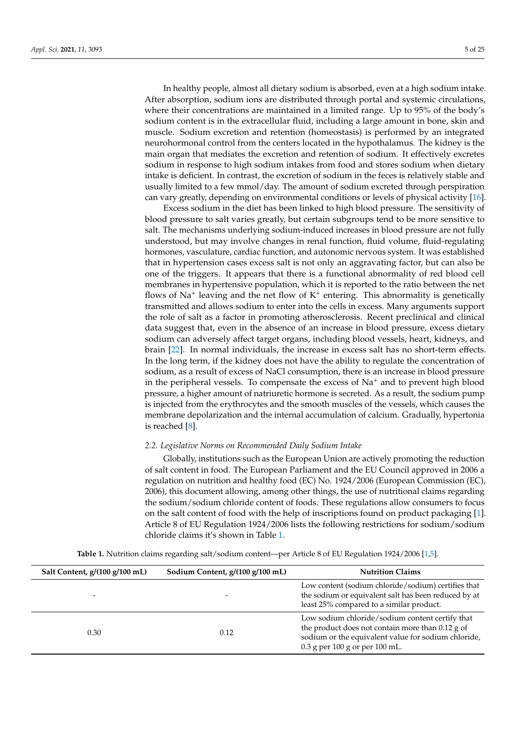In healthy people, almost all dietary sodium is absorbed, even at a high sodium intake. After absorption, sodium ions are distributed through portal and systemic circulations, where their concentrations are maintained in a limited range. Up to 95% of the body's sodium content is in the extracellular fluid, including a large amount in bone, skin and muscle. Sodium excretion and retention (homeostasis) is performed by an integrated neurohormonal control from the centers located in the hypothalamus. The kidney is the main organ that mediates the excretion and retention of sodium. It effectively excretes sodium in response to high sodium intakes from food and stores sodium when dietary intake is deficient. In contrast, the excretion of sodium in the feces is relatively stable and usually limited to a few mmol/day. The amount of sodium excreted through perspiration can vary greatly, depending on environmental conditions or levels of physical activity [16].

Excess sodium in the diet has been linked to high blood pressure. The sensitivity of blood pressure to salt varies greatly, but certain subgroups tend to be more sensitive to salt. The mechanisms underlying sodium-induced increases in blood pressure are not fully understood, but may involve changes in renal function, fluid volume, fluid-regulating hormones, vasculature, cardiac function, and autonomic nervous system. It was established that in hypertension cases excess salt is not only an aggravating factor, but can also be one of the triggers. It appears that there is a functional abnormality of red blood cell membranes in hypertensive population, which it is reported to the ratio between the net flows of $Na^+$ leaving and the net flow of $K^+$ entering. This abnormality is genetically transmitted and allows sodium to enter into the cells in excess. Many arguments support the role of salt as a factor in promoting atherosclerosis. Recent preclinical and clinical data suggest that, even in the absence of an increase in blood pressure, excess dietary sodium can adversely affect target organs, including blood vessels, heart, kidneys, and brain [22]. In normal individuals, the increase in excess salt has no short-term effects. In the long term, if the kidney does not have the ability to regulate the concentration of sodium, as a result of excess of NaCl consumption, there is an increase in blood pressure in the peripheral vessels. To compensate the excess of $Na^+$ and to prevent high blood pressure, a higher amount of natriuretic hormone is secreted. As a result, the sodium pump is injected from the erythrocytes and the smooth muscles of the vessels, which causes the membrane depolarization and the internal accumulation of calcium. Gradually, hypertonia is reached [8].

### *2.2. Legislative Norms on Recommended Daily Sodium Intake*

Globally, institutions such as the European Union are actively promoting the reduction of salt content in food. The European Parliament and the EU Council approved in 2006 a regulation on nutrition and healthy food (EC) No. 1924/2006 (European Commission (EC), 2006), this document allowing, among other things, the use of nutritional claims regarding the sodium/sodium chloride content of foods. These regulations allow consumers to focus on the salt content of food with the help of inscriptions found on product packaging [1]. Article 8 of EU Regulation 1924/2006 lists the following restrictions for sodium/sodium chloride claims it's shown in Table 1.

**Table 1.** Nutrition claims regarding salt/sodium content—per Article 8 of EU Regulation 1924/2006 [1,5].

| Salt Content, g/(100 g/100 mL) | Sodium Content, g/(100 g/100 mL) | Nutrition Claims |
|---|---|---|
| - | - | Low content (sodium chloride/sodium) certifies that the sodium or equivalent salt has been reduced by at least 25% compared to a similar product. |
| 0.30 | 0.12 | Low sodium chloride/sodium content certify that the product does not contain more than 0.12 g of sodium or the equivalent value for sodium chloride, 0.3 g per 100 g or per 100 mL. |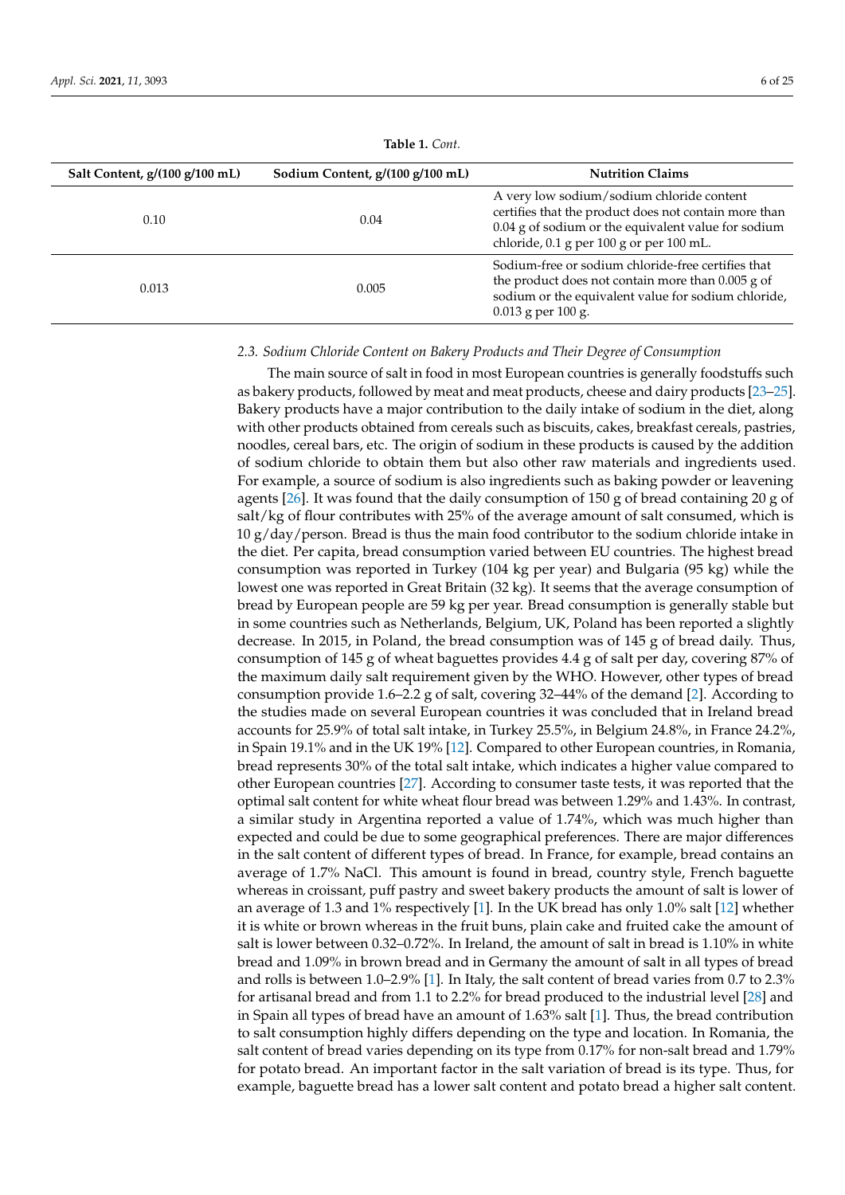**Table 1.** *Cont.*

| Salt Content, g/(100 g/100 mL) | Sodium Content, g/(100 g/100 mL) | Nutrition Claims |
|---|---|---|
| 0.10 | 0.04 | A very low sodium/sodium chloride content certifies that the product does not contain more than 0.04 g of sodium or the equivalent value for sodium chloride, 0.1 g per 100 g or per 100 mL. |
| 0.013 | 0.005 | Sodium-free or sodium chloride-free certifies that the product does not contain more than 0.005 g of sodium or the equivalent value for sodium chloride, 0.013 g per 100 g. |

### *2.3. Sodium Chloride Content on Bakery Products and Their Degree of Consumption*

The main source of salt in food in most European countries is generally foodstuffs such as bakery products, followed by meat and meat products, cheese and dairy products [23–25]. Bakery products have a major contribution to the daily intake of sodium in the diet, along with other products obtained from cereals such as biscuits, cakes, breakfast cereals, pastries, noodles, cereal bars, etc. The origin of sodium in these products is caused by the addition of sodium chloride to obtain them but also other raw materials and ingredients used. For example, a source of sodium is also ingredients such as baking powder or leavening agents [26]. It was found that the daily consumption of 150 g of bread containing 20 g of salt/kg of flour contributes with 25% of the average amount of salt consumed, which is 10 g/day/person. Bread is thus the main food contributor to the sodium chloride intake in the diet. Per capita, bread consumption varied between EU countries. The highest bread consumption was reported in Turkey (104 kg per year) and Bulgaria (95 kg) while the lowest one was reported in Great Britain (32 kg). It seems that the average consumption of bread by European people are 59 kg per year. Bread consumption is generally stable but in some countries such as Netherlands, Belgium, UK, Poland has been reported a slightly decrease. In 2015, in Poland, the bread consumption was of 145 g of bread daily. Thus, consumption of 145 g of wheat baguettes provides 4.4 g of salt per day, covering 87% of the maximum daily salt requirement given by the WHO. However, other types of bread consumption provide 1.6–2.2 g of salt, covering 32–44% of the demand [2]. According to the studies made on several European countries it was concluded that in Ireland bread accounts for 25.9% of total salt intake, in Turkey 25.5%, in Belgium 24.8%, in France 24.2%, in Spain 19.1% and in the UK 19% [12]. Compared to other European countries, in Romania, bread represents 30% of the total salt intake, which indicates a higher value compared to other European countries [27]. According to consumer taste tests, it was reported that the optimal salt content for white wheat flour bread was between 1.29% and 1.43%. In contrast, a similar study in Argentina reported a value of 1.74%, which was much higher than expected and could be due to some geographical preferences. There are major differences in the salt content of different types of bread. In France, for example, bread contains an average of 1.7% NaCl. This amount is found in bread, country style, French baguette whereas in croissant, puff pastry and sweet bakery products the amount of salt is lower of an average of 1.3 and 1% respectively [1]. In the UK bread has only 1.0% salt [12] whether it is white or brown whereas in the fruit buns, plain cake and fruited cake the amount of salt is lower between 0.32–0.72%. In Ireland, the amount of salt in bread is 1.10% in white bread and 1.09% in brown bread and in Germany the amount of salt in all types of bread and rolls is between 1.0–2.9% [1]. In Italy, the salt content of bread varies from 0.7 to 2.3% for artisanal bread and from 1.1 to 2.2% for bread produced to the industrial level [28] and in Spain all types of bread have an amount of 1.63% salt [1]. Thus, the bread contribution to salt consumption highly differs depending on the type and location. In Romania, the salt content of bread varies depending on its type from 0.17% for non-salt bread and 1.79% for potato bread. An important factor in the salt variation of bread is its type. Thus, for example, baguette bread has a lower salt content and potato bread a higher salt content.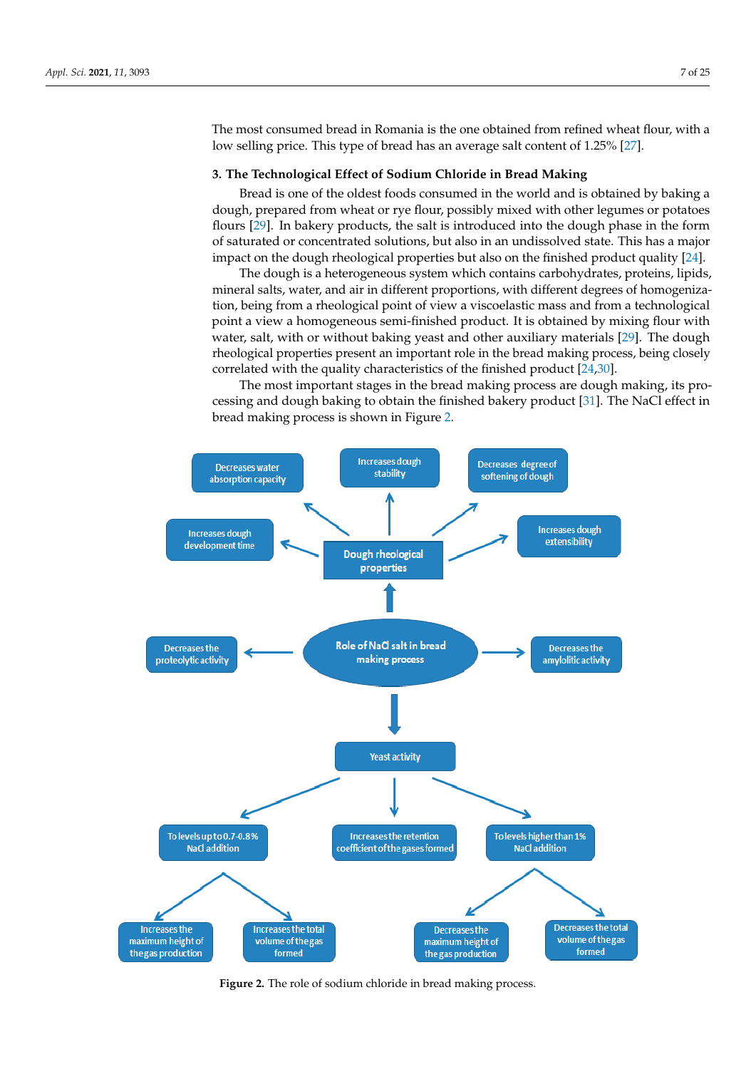The most consumed bread in Romania is the one obtained from refined wheat flour, with a low selling price. This type of bread has an average salt content of 1.25% [27].

## 3. The Technological Effect of Sodium Chloride in Bread Making

Bread is one of the oldest foods consumed in the world and is obtained by baking a dough, prepared from wheat or rye flour, possibly mixed with other legumes or potatoes flours [29]. In bakery products, the salt is introduced into the dough phase in the form of saturated or concentrated solutions, but also in an undissolved state. This has a major impact on the dough rheological properties but also on the finished product quality [24].

The dough is a heterogeneous system which contains carbohydrates, proteins, lipids, mineral salts, water, and air in different proportions, with different degrees of homogenization, being from a rheological point of view a viscoelastic mass and from a technological point a view a homogeneous semi-finished product. It is obtained by mixing flour with water, salt, with or without baking yeast and other auxiliary materials [29]. The dough rheological properties present an important role in the bread making process, being closely correlated with the quality characteristics of the finished product [24,30].

The most important stages in the bread making process are dough making, its processing and dough baking to obtain the finished bakery product [31]. The NaCl effect in bread making process is shown in Figure 2.

Role of NaCl salt in bread making process

- Dough rheological properties
  - Decreases water absorption capacity
  - Increases dough stability
  - Decreases degree of softening of dough
  - Increases dough development time
  - Increases dough extensibility
- Decreases the proteolytic activity
- Decreases the amylolitic activity
- Yeast activity
  - To levels up to 0.7–0.8% NaCl addition
    - Increases the maximum height of the gas production
    - Increases the total volume of the gas formed
  - Increases the retention coefficient of the gases formed
  - To levels higher than 1% NaCl addition
    - Decreases the maximum height of the gas production
    - Decreases the total volume of the gas formed

**Figure 2.** The role of sodium chloride in bread making process.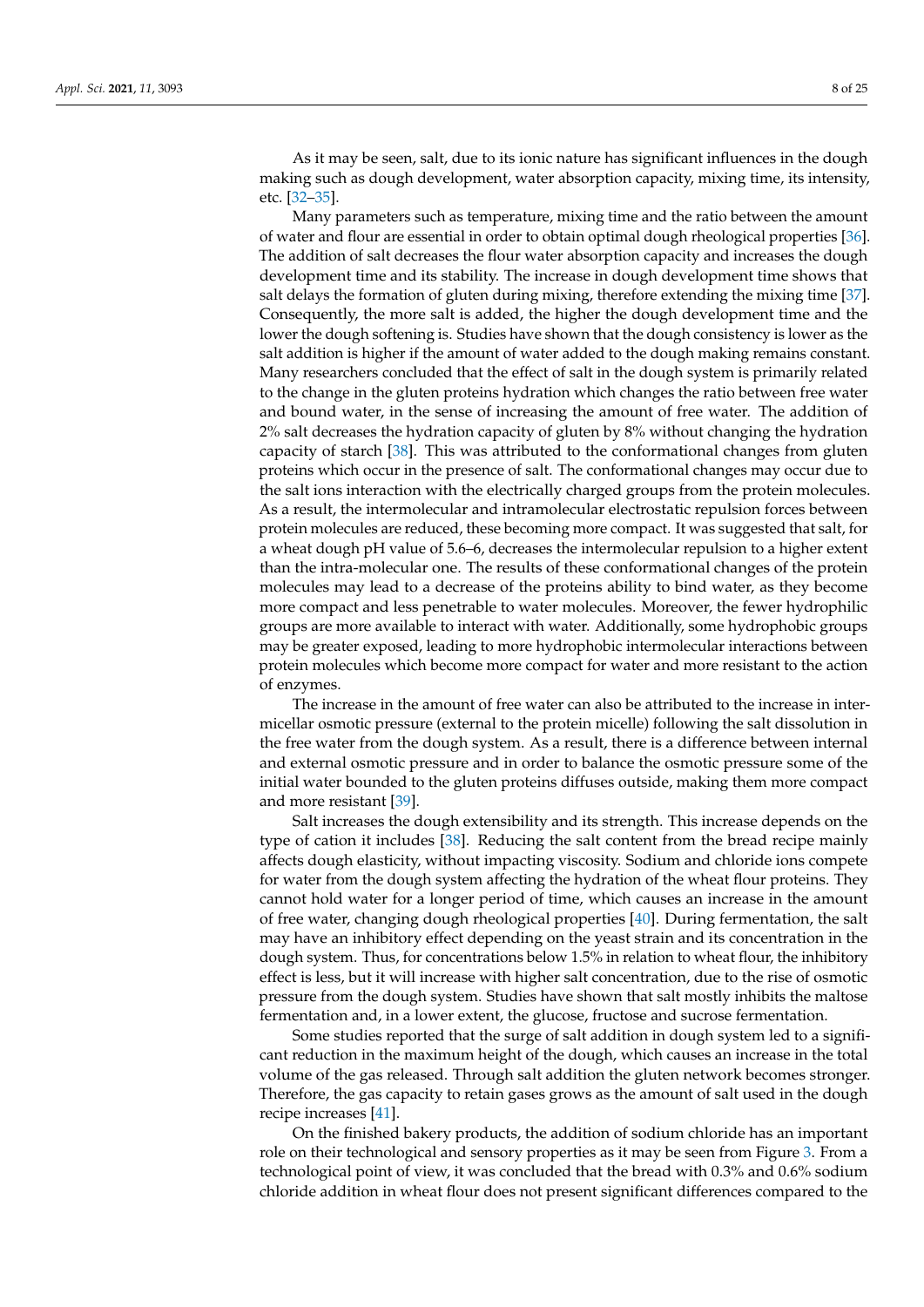As it may be seen, salt, due to its ionic nature has significant influences in the dough making such as dough development, water absorption capacity, mixing time, its intensity, etc. [32–35].

Many parameters such as temperature, mixing time and the ratio between the amount of water and flour are essential in order to obtain optimal dough rheological properties [36]. The addition of salt decreases the flour water absorption capacity and increases the dough development time and its stability. The increase in dough development time shows that salt delays the formation of gluten during mixing, therefore extending the mixing time [37]. Consequently, the more salt is added, the higher the dough development time and the lower the dough softening is. Studies have shown that the dough consistency is lower as the salt addition is higher if the amount of water added to the dough making remains constant. Many researchers concluded that the effect of salt in the dough system is primarily related to the change in the gluten proteins hydration which changes the ratio between free water and bound water, in the sense of increasing the amount of free water. The addition of 2% salt decreases the hydration capacity of gluten by 8% without changing the hydration capacity of starch [38]. This was attributed to the conformational changes from gluten proteins which occur in the presence of salt. The conformational changes may occur due to the salt ions interaction with the electrically charged groups from the protein molecules. As a result, the intermolecular and intramolecular electrostatic repulsion forces between protein molecules are reduced, these becoming more compact. It was suggested that salt, for a wheat dough pH value of 5.6–6, decreases the intermolecular repulsion to a higher extent than the intra-molecular one. The results of these conformational changes of the protein molecules may lead to a decrease of the proteins ability to bind water, as they become more compact and less penetrable to water molecules. Moreover, the fewer hydrophilic groups are more available to interact with water. Additionally, some hydrophobic groups may be greater exposed, leading to more hydrophobic intermolecular interactions between protein molecules which become more compact for water and more resistant to the action of enzymes.

The increase in the amount of free water can also be attributed to the increase in intermicellar osmotic pressure (external to the protein micelle) following the salt dissolution in the free water from the dough system. As a result, there is a difference between internal and external osmotic pressure and in order to balance the osmotic pressure some of the initial water bounded to the gluten proteins diffuses outside, making them more compact and more resistant [39].

Salt increases the dough extensibility and its strength. This increase depends on the type of cation it includes [38]. Reducing the salt content from the bread recipe mainly affects dough elasticity, without impacting viscosity. Sodium and chloride ions compete for water from the dough system affecting the hydration of the wheat flour proteins. They cannot hold water for a longer period of time, which causes an increase in the amount of free water, changing dough rheological properties [40]. During fermentation, the salt may have an inhibitory effect depending on the yeast strain and its concentration in the dough system. Thus, for concentrations below 1.5% in relation to wheat flour, the inhibitory effect is less, but it will increase with higher salt concentration, due to the rise of osmotic pressure from the dough system. Studies have shown that salt mostly inhibits the maltose fermentation and, in a lower extent, the glucose, fructose and sucrose fermentation.

Some studies reported that the surge of salt addition in dough system led to a significant reduction in the maximum height of the dough, which causes an increase in the total volume of the gas released. Through salt addition the gluten network becomes stronger. Therefore, the gas capacity to retain gases grows as the amount of salt used in the dough recipe increases [41].

On the finished bakery products, the addition of sodium chloride has an important role on their technological and sensory properties as it may be seen from Figure 3. From a technological point of view, it was concluded that the bread with 0.3% and 0.6% sodium chloride addition in wheat flour does not present significant differences compared to the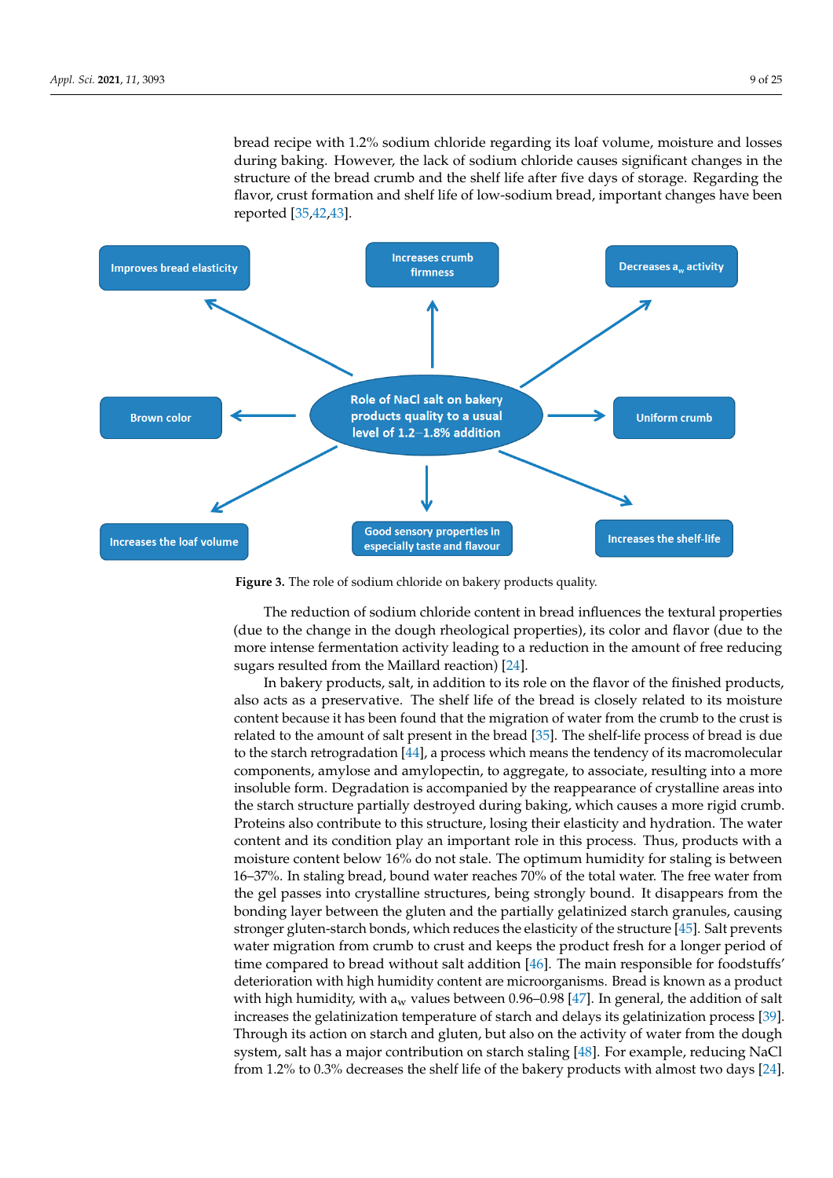bread recipe with 1.2% sodium chloride regarding its loaf volume, moisture and losses during baking. However, the lack of sodium chloride causes significant changes in the structure of the bread crumb and the shelf life after five days of storage. Regarding the flavor, crust formation and shelf life of low-sodium bread, important changes have been reported [35,42,43].

Improves bread elasticity

Increases crumb firmness

Decreases $a_w$ activity

Brown color

Role of NaCl salt on bakery products quality to a usual level of 1.2–1.8% addition

Uniform crumb

Increases the loaf volume

Good sensory properties in especially taste and flavour

Increases the shelf-life

**Figure 3.** The role of sodium chloride on bakery products quality.

The reduction of sodium chloride content in bread influences the textural properties (due to the change in the dough rheological properties), its color and flavor (due to the more intense fermentation activity leading to a reduction in the amount of free reducing sugars resulted from the Maillard reaction) [24].

In bakery products, salt, in addition to its role on the flavor of the finished products, also acts as a preservative. The shelf life of the bread is closely related to its moisture content because it has been found that the migration of water from the crumb to the crust is related to the amount of salt present in the bread [35]. The shelf-life process of bread is due to the starch retrogradation [44], a process which means the tendency of its macromolecular components, amylose and amylopectin, to aggregate, to associate, resulting into a more insoluble form. Degradation is accompanied by the reappearance of crystalline areas into the starch structure partially destroyed during baking, which causes a more rigid crumb. Proteins also contribute to this structure, losing their elasticity and hydration. The water content and its condition play an important role in this process. Thus, products with a moisture content below 16% do not stale. The optimum humidity for staling is between 16–37%. In staling bread, bound water reaches 70% of the total water. The free water from the gel passes into crystalline structures, being strongly bound. It disappears from the bonding layer between the gluten and the partially gelatinized starch granules, causing stronger gluten-starch bonds, which reduces the elasticity of the structure [45]. Salt prevents water migration from crumb to crust and keeps the product fresh for a longer period of time compared to bread without salt addition [46]. The main responsible for foodstuffs' deterioration with high humidity content are microorganisms. Bread is known as a product with high humidity, with $a_w$ values between 0.96–0.98 [47]. In general, the addition of salt increases the gelatinization temperature of starch and delays its gelatinization process [39]. Through its action on starch and gluten, but also on the activity of water from the dough system, salt has a major contribution on starch staling [48]. For example, reducing NaCl from 1.2% to 0.3% decreases the shelf life of the bakery products with almost two days [24].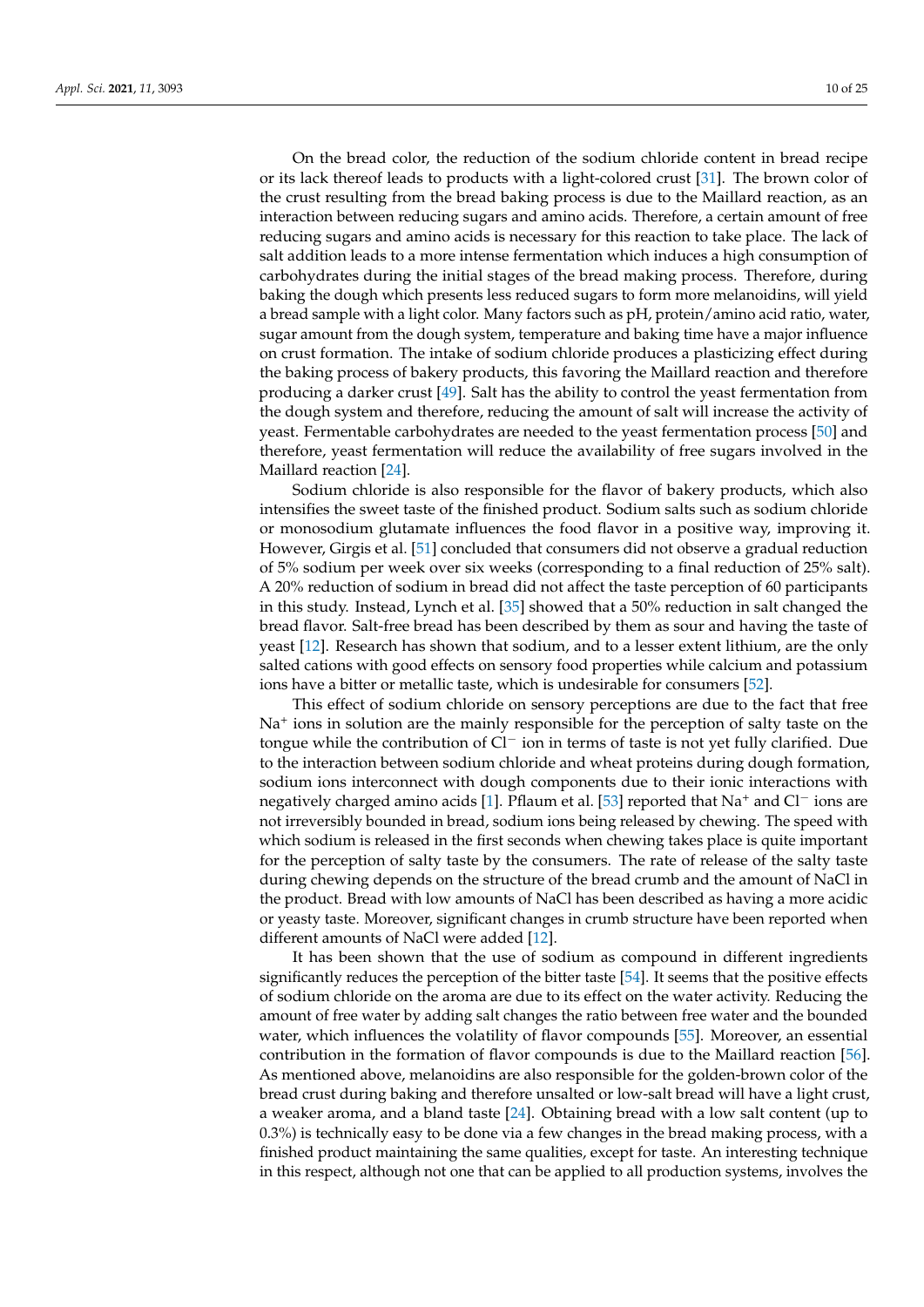On the bread color, the reduction of the sodium chloride content in bread recipe or its lack thereof leads to products with a light-colored crust [31]. The brown color of the crust resulting from the bread baking process is due to the Maillard reaction, as an interaction between reducing sugars and amino acids. Therefore, a certain amount of free reducing sugars and amino acids is necessary for this reaction to take place. The lack of salt addition leads to a more intense fermentation which induces a high consumption of carbohydrates during the initial stages of the bread making process. Therefore, during baking the dough which presents less reduced sugars to form more melanoidins, will yield a bread sample with a light color. Many factors such as pH, protein/amino acid ratio, water, sugar amount from the dough system, temperature and baking time have a major influence on crust formation. The intake of sodium chloride produces a plasticizing effect during the baking process of bakery products, this favoring the Maillard reaction and therefore producing a darker crust [49]. Salt has the ability to control the yeast fermentation from the dough system and therefore, reducing the amount of salt will increase the activity of yeast. Fermentable carbohydrates are needed to the yeast fermentation process [50] and therefore, yeast fermentation will reduce the availability of free sugars involved in the Maillard reaction [24].

Sodium chloride is also responsible for the flavor of bakery products, which also intensifies the sweet taste of the finished product. Sodium salts such as sodium chloride or monosodium glutamate influences the food flavor in a positive way, improving it. However, Girgis et al. [51] concluded that consumers did not observe a gradual reduction of 5% sodium per week over six weeks (corresponding to a final reduction of 25% salt). A 20% reduction of sodium in bread did not affect the taste perception of 60 participants in this study. Instead, Lynch et al. [35] showed that a 50% reduction in salt changed the bread flavor. Salt-free bread has been described by them as sour and having the taste of yeast [12]. Research has shown that sodium, and to a lesser extent lithium, are the only salted cations with good effects on sensory food properties while calcium and potassium ions have a bitter or metallic taste, which is undesirable for consumers [52].

This effect of sodium chloride on sensory perceptions are due to the fact that free $Na^+$ ions in solution are the mainly responsible for the perception of salty taste on the tongue while the contribution of $Cl^-$ ion in terms of taste is not yet fully clarified. Due to the interaction between sodium chloride and wheat proteins during dough formation, sodium ions interconnect with dough components due to their ionic interactions with negatively charged amino acids [1]. Pflaum et al. [53] reported that $Na^+$ and $Cl^-$ ions are not irreversibly bounded in bread, sodium ions being released by chewing. The speed with which sodium is released in the first seconds when chewing takes place is quite important for the perception of salty taste by the consumers. The rate of release of the salty taste during chewing depends on the structure of the bread crumb and the amount of NaCl in the product. Bread with low amounts of NaCl has been described as having a more acidic or yeasty taste. Moreover, significant changes in crumb structure have been reported when different amounts of NaCl were added [12].

It has been shown that the use of sodium as compound in different ingredients significantly reduces the perception of the bitter taste [54]. It seems that the positive effects of sodium chloride on the aroma are due to its effect on the water activity. Reducing the amount of free water by adding salt changes the ratio between free water and the bounded water, which influences the volatility of flavor compounds [55]. Moreover, an essential contribution in the formation of flavor compounds is due to the Maillard reaction [56]. As mentioned above, melanoidins are also responsible for the golden-brown color of the bread crust during baking and therefore unsalted or low-salt bread will have a light crust, a weaker aroma, and a bland taste [24]. Obtaining bread with a low salt content (up to 0.3%) is technically easy to be done via a few changes in the bread making process, with a finished product maintaining the same qualities, except for taste. An interesting technique in this respect, although not one that can be applied to all production systems, involves the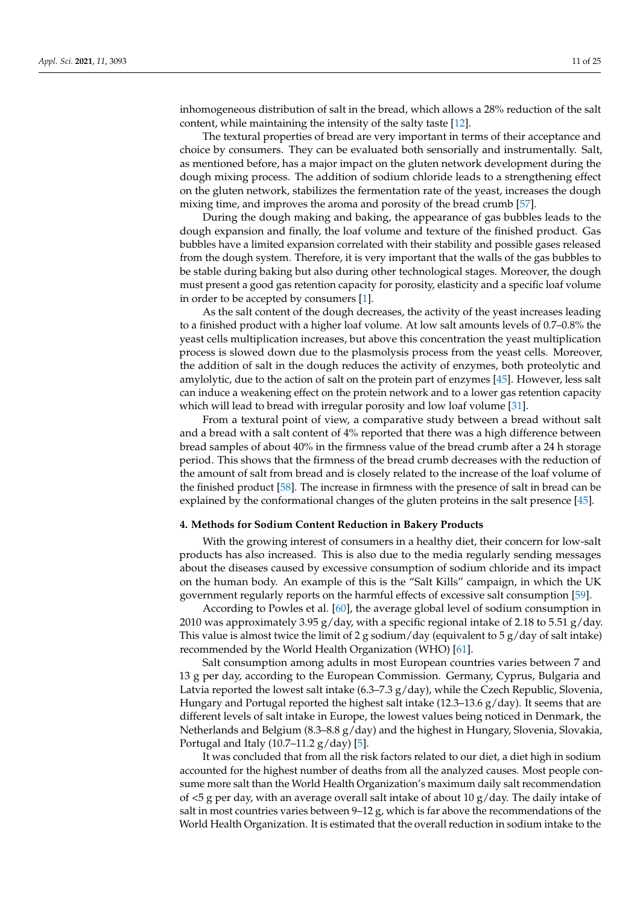inhomogeneous distribution of salt in the bread, which allows a 28% reduction of the salt content, while maintaining the intensity of the salty taste [12].

The textural properties of bread are very important in terms of their acceptance and choice by consumers. They can be evaluated both sensorially and instrumentally. Salt, as mentioned before, has a major impact on the gluten network development during the dough mixing process. The addition of sodium chloride leads to a strengthening effect on the gluten network, stabilizes the fermentation rate of the yeast, increases the dough mixing time, and improves the aroma and porosity of the bread crumb [57].

During the dough making and baking, the appearance of gas bubbles leads to the dough expansion and finally, the loaf volume and texture of the finished product. Gas bubbles have a limited expansion correlated with their stability and possible gases released from the dough system. Therefore, it is very important that the walls of the gas bubbles to be stable during baking but also during other technological stages. Moreover, the dough must present a good gas retention capacity for porosity, elasticity and a specific loaf volume in order to be accepted by consumers [1].

As the salt content of the dough decreases, the activity of the yeast increases leading to a finished product with a higher loaf volume. At low salt amounts levels of 0.7–0.8% the yeast cells multiplication increases, but above this concentration the yeast multiplication process is slowed down due to the plasmolysis process from the yeast cells. Moreover, the addition of salt in the dough reduces the activity of enzymes, both proteolytic and amylolytic, due to the action of salt on the protein part of enzymes [45]. However, less salt can induce a weakening effect on the protein network and to a lower gas retention capacity which will lead to bread with irregular porosity and low loaf volume [31].

From a textural point of view, a comparative study between a bread without salt and a bread with a salt content of 4% reported that there was a high difference between bread samples of about 40% in the firmness value of the bread crumb after a 24 h storage period. This shows that the firmness of the bread crumb decreases with the reduction of the amount of salt from bread and is closely related to the increase of the loaf volume of the finished product [58]. The increase in firmness with the presence of salt in bread can be explained by the conformational changes of the gluten proteins in the salt presence [45].

## 4. Methods for Sodium Content Reduction in Bakery Products

With the growing interest of consumers in a healthy diet, their concern for low-salt products has also increased. This is also due to the media regularly sending messages about the diseases caused by excessive consumption of sodium chloride and its impact on the human body. An example of this is the "Salt Kills" campaign, in which the UK government regularly reports on the harmful effects of excessive salt consumption [59].

According to Powles et al. [60], the average global level of sodium consumption in 2010 was approximately 3.95 g/day, with a specific regional intake of 2.18 to 5.51 g/day. This value is almost twice the limit of 2 g sodium/day (equivalent to 5 g/day of salt intake) recommended by the World Health Organization (WHO) [61].

Salt consumption among adults in most European countries varies between 7 and 13 g per day, according to the European Commission. Germany, Cyprus, Bulgaria and Latvia reported the lowest salt intake (6.3–7.3 g/day), while the Czech Republic, Slovenia, Hungary and Portugal reported the highest salt intake (12.3–13.6 g/day). It seems that are different levels of salt intake in Europe, the lowest values being noticed in Denmark, the Netherlands and Belgium (8.3–8.8 g/day) and the highest in Hungary, Slovenia, Slovakia, Portugal and Italy (10.7–11.2 g/day) [5].

It was concluded that from all the risk factors related to our diet, a diet high in sodium accounted for the highest number of deaths from all the analyzed causes. Most people consume more salt than the World Health Organization's maximum daily salt recommendation of <5 g per day, with an average overall salt intake of about 10 g/day. The daily intake of salt in most countries varies between 9–12 g, which is far above the recommendations of the World Health Organization. It is estimated that the overall reduction in sodium intake to the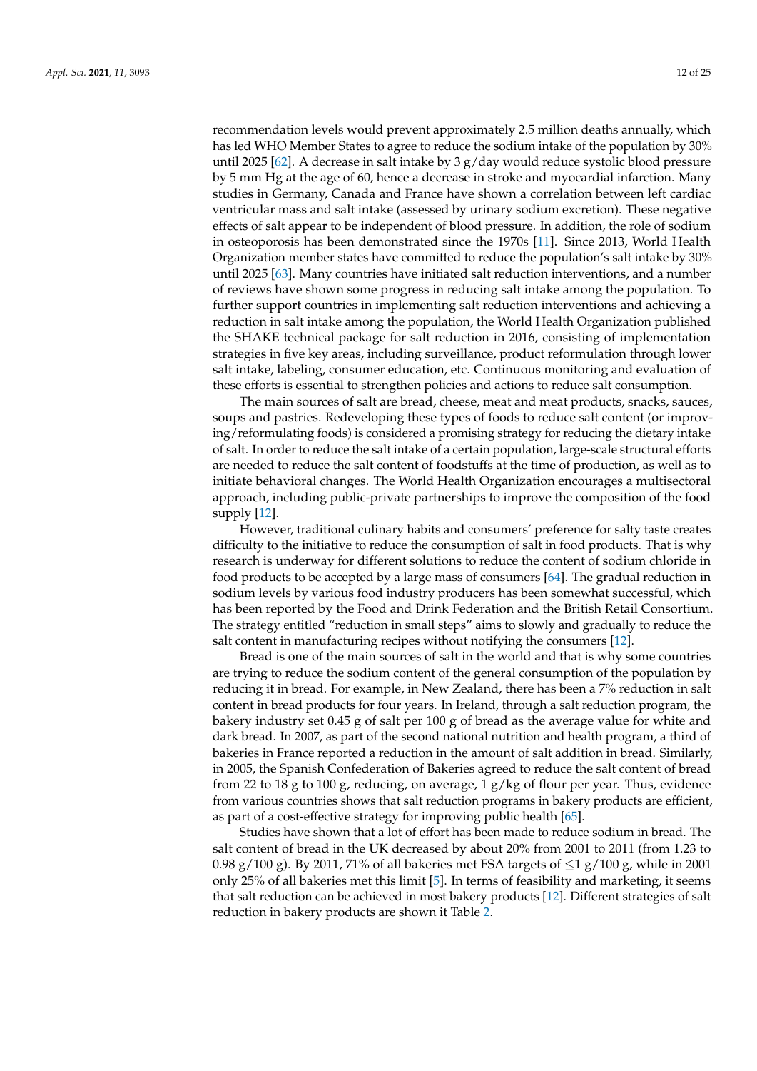recommendation levels would prevent approximately 2.5 million deaths annually, which has led WHO Member States to agree to reduce the sodium intake of the population by 30% until 2025 [62]. A decrease in salt intake by 3 g/day would reduce systolic blood pressure by 5 mm Hg at the age of 60, hence a decrease in stroke and myocardial infarction. Many studies in Germany, Canada and France have shown a correlation between left cardiac ventricular mass and salt intake (assessed by urinary sodium excretion). These negative effects of salt appear to be independent of blood pressure. In addition, the role of sodium in osteoporosis has been demonstrated since the 1970s [11]. Since 2013, World Health Organization member states have committed to reduce the population's salt intake by 30% until 2025 [63]. Many countries have initiated salt reduction interventions, and a number of reviews have shown some progress in reducing salt intake among the population. To further support countries in implementing salt reduction interventions and achieving a reduction in salt intake among the population, the World Health Organization published the SHAKE technical package for salt reduction in 2016, consisting of implementation strategies in five key areas, including surveillance, product reformulation through lower salt intake, labeling, consumer education, etc. Continuous monitoring and evaluation of these efforts is essential to strengthen policies and actions to reduce salt consumption.

The main sources of salt are bread, cheese, meat and meat products, snacks, sauces, soups and pastries. Redeveloping these types of foods to reduce salt content (or improving/reformulating foods) is considered a promising strategy for reducing the dietary intake of salt. In order to reduce the salt intake of a certain population, large-scale structural efforts are needed to reduce the salt content of foodstuffs at the time of production, as well as to initiate behavioral changes. The World Health Organization encourages a multisectoral approach, including public-private partnerships to improve the composition of the food supply [12].

However, traditional culinary habits and consumers' preference for salty taste creates difficulty to the initiative to reduce the consumption of salt in food products. That is why research is underway for different solutions to reduce the content of sodium chloride in food products to be accepted by a large mass of consumers [64]. The gradual reduction in sodium levels by various food industry producers has been somewhat successful, which has been reported by the Food and Drink Federation and the British Retail Consortium. The strategy entitled "reduction in small steps" aims to slowly and gradually to reduce the salt content in manufacturing recipes without notifying the consumers [12].

Bread is one of the main sources of salt in the world and that is why some countries are trying to reduce the sodium content of the general consumption of the population by reducing it in bread. For example, in New Zealand, there has been a 7% reduction in salt content in bread products for four years. In Ireland, through a salt reduction program, the bakery industry set 0.45 g of salt per 100 g of bread as the average value for white and dark bread. In 2007, as part of the second national nutrition and health program, a third of bakeries in France reported a reduction in the amount of salt addition in bread. Similarly, in 2005, the Spanish Confederation of Bakeries agreed to reduce the salt content of bread from 22 to 18 g to 100 g, reducing, on average, 1 g/kg of flour per year. Thus, evidence from various countries shows that salt reduction programs in bakery products are efficient, as part of a cost-effective strategy for improving public health [65].

Studies have shown that a lot of effort has been made to reduce sodium in bread. The salt content of bread in the UK decreased by about 20% from 2001 to 2011 (from 1.23 to 0.98 g/100 g). By 2011, 71% of all bakeries met FSA targets of $\leq$1 g/100 g, while in 2001 only 25% of all bakeries met this limit [5]. In terms of feasibility and marketing, it seems that salt reduction can be achieved in most bakery products [12]. Different strategies of salt reduction in bakery products are shown it Table 2.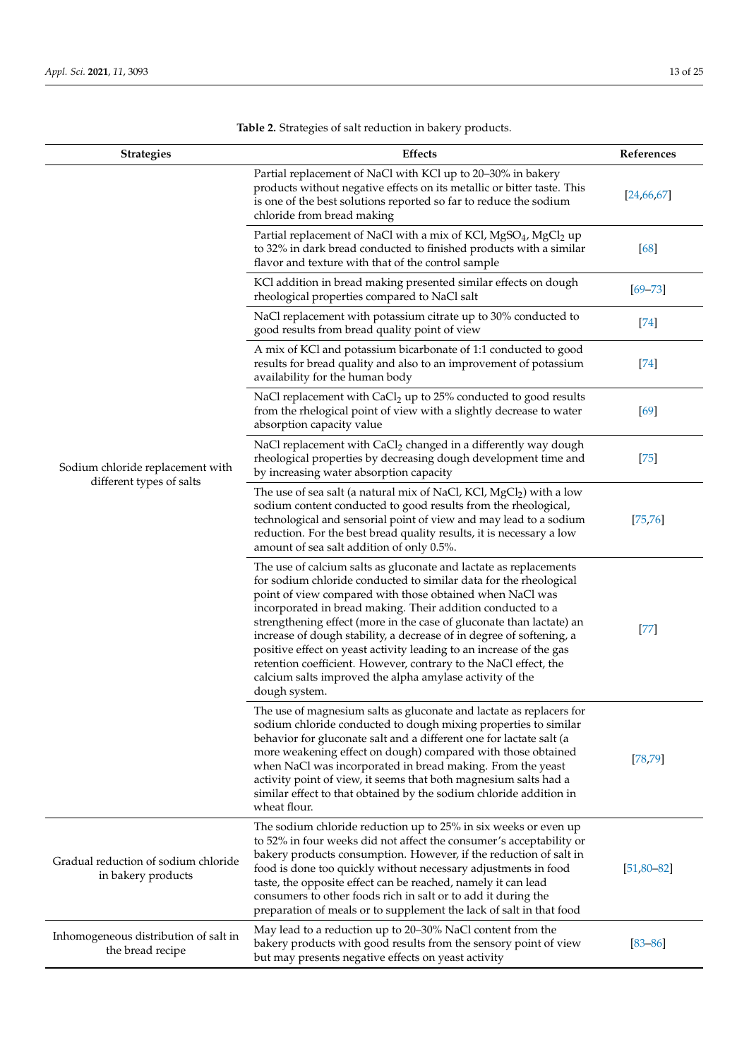**Table 2.** Strategies of salt reduction in bakery products.

| Strategies | Effects | References |
|---|---|---|
| Sodium chloride replacement with different types of salts | Partial replacement of NaCl with KCl up to 20–30% in bakery products without negative effects on its metallic or bitter taste. This is one of the best solutions reported so far to reduce the sodium chloride from bread making | [24,66,67] |
| | Partial replacement of NaCl with a mix of KCl, $MgSO_4$, $MgCl_2$ up to 32% in dark bread conducted to finished products with a similar flavor and texture with that of the control sample | [68] |
| | KCl addition in bread making presented similar effects on dough rheological properties compared to NaCl salt | [69–73] |
| | NaCl replacement with potassium citrate up to 30% conducted to good results from bread quality point of view | [74] |
| | A mix of KCl and potassium bicarbonate of 1:1 conducted to good results for bread quality and also to an improvement of potassium availability for the human body | [74] |
| | NaCl replacement with $CaCl_2$ up to 25% conducted to good results from the rhelogical point of view with a slightly decrease to water absorption capacity value | [69] |
| | NaCl replacement with $CaCl_2$ changed in a differently way dough rheological properties by decreasing dough development time and by increasing water absorption capacity | [75] |
| | The use of sea salt (a natural mix of NaCl, KCl, $MgCl_2$) with a low sodium content conducted to good results from the rheological, technological and sensorial point of view and may lead to a sodium reduction. For the best bread quality results, it is necessary a low amount of sea salt addition of only 0.5%. | [75,76] |
| | The use of calcium salts as gluconate and lactate as replacements for sodium chloride conducted to similar data for the rheological point of view compared with those obtained when NaCl was incorporated in bread making. Their addition conducted to a strengthening effect (more in the case of gluconate than lactate) an increase of dough stability, a decrease of in degree of softening, a positive effect on yeast activity leading to an increase of the gas retention coefficient. However, contrary to the NaCl effect, the calcium salts improved the alpha amylase activity of the dough system. | [77] |
| | The use of magnesium salts as gluconate and lactate as replacers for sodium chloride conducted to dough mixing properties to similar behavior for gluconate salt and a different one for lactate salt (a more weakening effect on dough) compared with those obtained when NaCl was incorporated in bread making. From the yeast activity point of view, it seems that both magnesium salts had a similar effect to that obtained by the sodium chloride addition in wheat flour. | [78,79] |
| Gradual reduction of sodium chloride in bakery products | The sodium chloride reduction up to 25% in six weeks or even up to 52% in four weeks did not affect the consumer's acceptability or bakery products consumption. However, if the reduction of salt in food is done too quickly without necessary adjustments in food taste, the opposite effect can be reached, namely it can lead consumers to other foods rich in salt or to add it during the preparation of meals or to supplement the lack of salt in that food | [51,80–82] |
| Inhomogeneous distribution of salt in the bread recipe | May lead to a reduction up to 20–30% NaCl content from the bakery products with good results from the sensory point of view but may presents negative effects on yeast activity | [83–86] |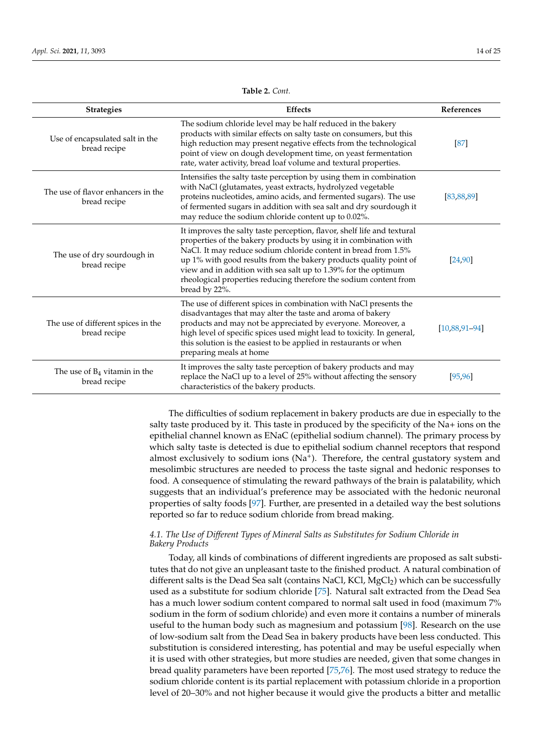**Table 2.** *Cont.*

| Strategies | Effects | References |
|---|---|---|
| Use of encapsulated salt in the bread recipe | The sodium chloride level may be half reduced in the bakery products with similar effects on salty taste on consumers, but this high reduction may present negative effects from the technological point of view on dough development time, on yeast fermentation rate, water activity, bread loaf volume and textural properties. | [87] |
| The use of flavor enhancers in the bread recipe | Intensifies the salty taste perception by using them in combination with NaCl (glutamates, yeast extracts, hydrolyzed vegetable proteins nucleotides, amino acids, and fermented sugars). The use of fermented sugars in addition with sea salt and dry sourdough it may reduce the sodium chloride content up to 0.02%. | [83,88,89] |
| The use of dry sourdough in bread recipe | It improves the salty taste perception, flavor, shelf life and textural properties of the bakery products by using it in combination with NaCl. It may reduce sodium chloride content in bread from 1.5% up 1% with good results from the bakery products quality point of view and in addition with sea salt up to 1.39% for the optimum rheological properties reducing therefore the sodium content from bread by 22%. | [24,90] |
| The use of different spices in the bread recipe | The use of different spices in combination with NaCl presents the disadvantages that may alter the taste and aroma of bakery products and may not be appreciated by everyone. Moreover, a high level of specific spices used might lead to toxicity. In general, this solution is the easiest to be applied in restaurants or when preparing meals at home | [10,88,91–94] |
| The use of $B_4$ vitamin in the bread recipe | It improves the salty taste perception of bakery products and may replace the NaCl up to a level of 25% without affecting the sensory characteristics of the bakery products. | [95,96] |

The difficulties of sodium replacement in bakery products are due in especially to the salty taste produced by it. This taste in produced by the specificity of the Na+ ions on the epithelial channel known as ENaC (epithelial sodium channel). The primary process by which salty taste is detected is due to epithelial sodium channel receptors that respond almost exclusively to sodium ions ($Na^+$). Therefore, the central gustatory system and mesolimbic structures are needed to process the taste signal and hedonic responses to food. A consequence of stimulating the reward pathways of the brain is palatability, which suggests that an individual's preference may be associated with the hedonic neuronal properties of salty foods [97]. Further, are presented in a detailed way the best solutions reported so far to reduce sodium chloride from bread making.

### *4.1. The Use of Different Types of Mineral Salts as Substitutes for Sodium Chloride in Bakery Products*

Today, all kinds of combinations of different ingredients are proposed as salt substitutes that do not give an unpleasant taste to the finished product. A natural combination of different salts is the Dead Sea salt (contains NaCl, KCl, $MgCl_2$) which can be successfully used as a substitute for sodium chloride [75]. Natural salt extracted from the Dead Sea has a much lower sodium content compared to normal salt used in food (maximum 7% sodium in the form of sodium chloride) and even more it contains a number of minerals useful to the human body such as magnesium and potassium [98]. Research on the use of low-sodium salt from the Dead Sea in bakery products have been less conducted. This substitution is considered interesting, has potential and may be useful especially when it is used with other strategies, but more studies are needed, given that some changes in bread quality parameters have been reported [75,76]. The most used strategy to reduce the sodium chloride content is its partial replacement with potassium chloride in a proportion level of 20–30% and not higher because it would give the products a bitter and metallic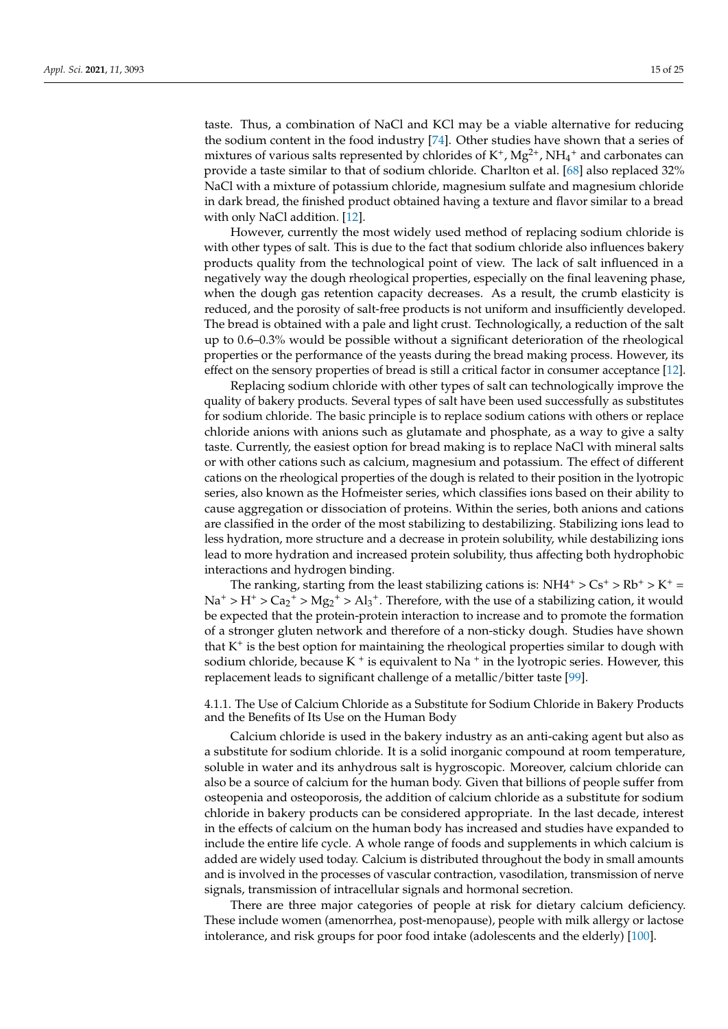taste. Thus, a combination of NaCl and KCl may be a viable alternative for reducing the sodium content in the food industry [74]. Other studies have shown that a series of mixtures of various salts represented by chlorides of $K^+$, $Mg^{2+}$, $NH_4^+$ and carbonates can provide a taste similar to that of sodium chloride. Charlton et al. [68] also replaced 32% NaCl with a mixture of potassium chloride, magnesium sulfate and magnesium chloride in dark bread, the finished product obtained having a texture and flavor similar to a bread with only NaCl addition. [12].

However, currently the most widely used method of replacing sodium chloride is with other types of salt. This is due to the fact that sodium chloride also influences bakery products quality from the technological point of view. The lack of salt influenced in a negatively way the dough rheological properties, especially on the final leavening phase, when the dough gas retention capacity decreases. As a result, the crumb elasticity is reduced, and the porosity of salt-free products is not uniform and insufficiently developed. The bread is obtained with a pale and light crust. Technologically, a reduction of the salt up to 0.6–0.3% would be possible without a significant deterioration of the rheological properties or the performance of the yeasts during the bread making process. However, its effect on the sensory properties of bread is still a critical factor in consumer acceptance [12].

Replacing sodium chloride with other types of salt can technologically improve the quality of bakery products. Several types of salt have been used successfully as substitutes for sodium chloride. The basic principle is to replace sodium cations with others or replace chloride anions with anions such as glutamate and phosphate, as a way to give a salty taste. Currently, the easiest option for bread making is to replace NaCl with mineral salts or with other cations such as calcium, magnesium and potassium. The effect of different cations on the rheological properties of the dough is related to their position in the lyotropic series, also known as the Hofmeister series, which classifies ions based on their ability to cause aggregation or dissociation of proteins. Within the series, both anions and cations are classified in the order of the most stabilizing to destabilizing. Stabilizing ions lead to less hydration, more structure and a decrease in protein solubility, while destabilizing ions lead to more hydration and increased protein solubility, thus affecting both hydrophobic interactions and hydrogen binding.

The ranking, starting from the least stabilizing cations is: $NH4^+ > Cs^+ > Rb^+ > K^+ = Na^+ > H^+ > Ca_2^+ > Mg_2^+ > Al_3^+$. Therefore, with the use of a stabilizing cation, it would be expected that the protein-protein interaction to increase and to promote the formation of a stronger gluten network and therefore of a non-sticky dough. Studies have shown that $K^+$ is the best option for maintaining the rheological properties similar to dough with sodium chloride, because $K^+$ is equivalent to $Na^+$ in the lyotropic series. However, this replacement leads to significant challenge of a metallic/bitter taste [99].

#### 4.1.1. The Use of Calcium Chloride as a Substitute for Sodium Chloride in Bakery Products and the Benefits of Its Use on the Human Body

Calcium chloride is used in the bakery industry as an anti-caking agent but also as a substitute for sodium chloride. It is a solid inorganic compound at room temperature, soluble in water and its anhydrous salt is hygroscopic. Moreover, calcium chloride can also be a source of calcium for the human body. Given that billions of people suffer from osteopenia and osteoporosis, the addition of calcium chloride as a substitute for sodium chloride in bakery products can be considered appropriate. In the last decade, interest in the effects of calcium on the human body has increased and studies have expanded to include the entire life cycle. A whole range of foods and supplements in which calcium is added are widely used today. Calcium is distributed throughout the body in small amounts and is involved in the processes of vascular contraction, vasodilation, transmission of nerve signals, transmission of intracellular signals and hormonal secretion.

There are three major categories of people at risk for dietary calcium deficiency. These include women (amenorrhea, post-menopause), people with milk allergy or lactose intolerance, and risk groups for poor food intake (adolescents and the elderly) [100].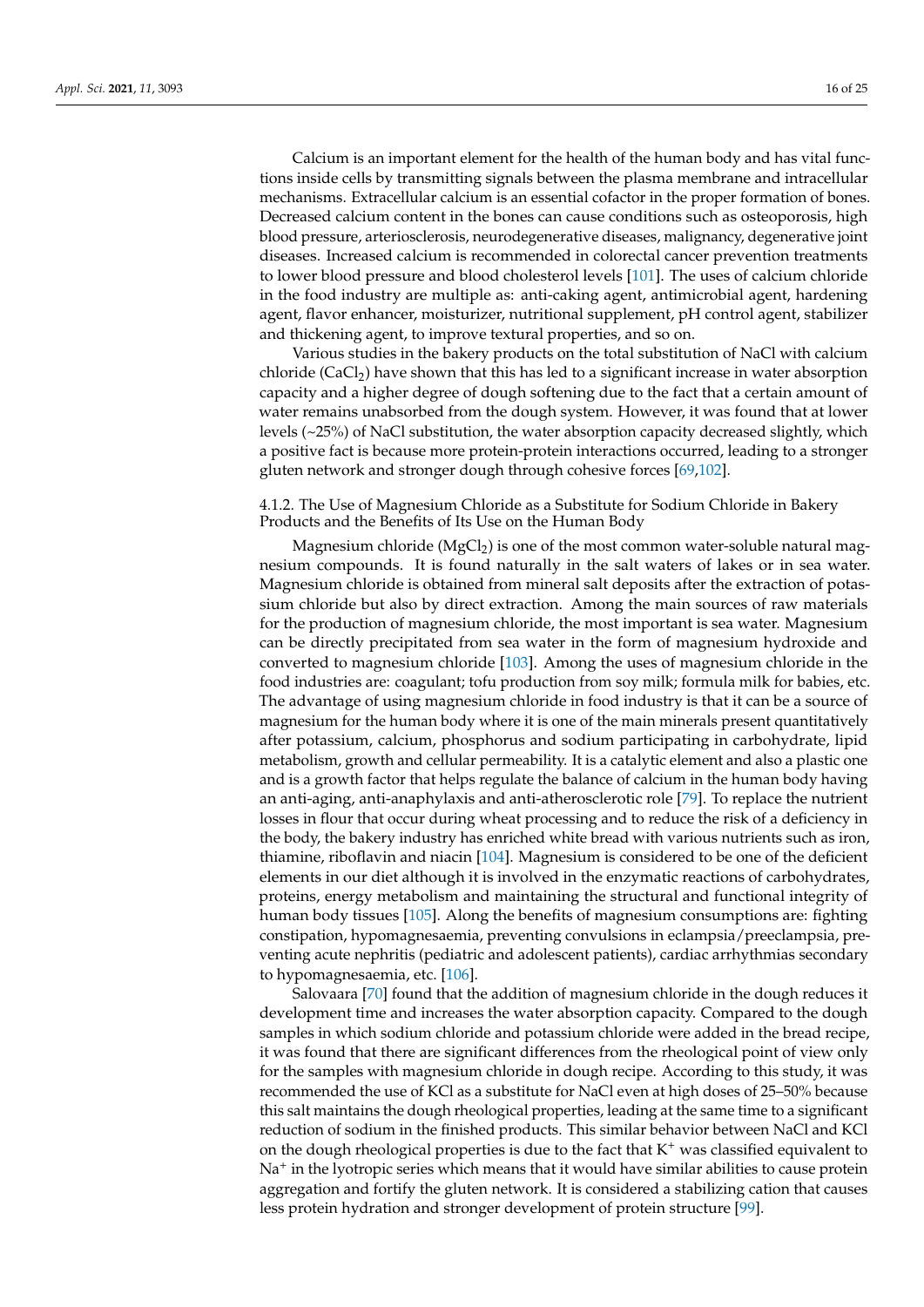Calcium is an important element for the health of the human body and has vital functions inside cells by transmitting signals between the plasma membrane and intracellular mechanisms. Extracellular calcium is an essential cofactor in the proper formation of bones. Decreased calcium content in the bones can cause conditions such as osteoporosis, high blood pressure, arteriosclerosis, neurodegenerative diseases, malignancy, degenerative joint diseases. Increased calcium is recommended in colorectal cancer prevention treatments to lower blood pressure and blood cholesterol levels [101]. The uses of calcium chloride in the food industry are multiple as: anti-caking agent, antimicrobial agent, hardening agent, flavor enhancer, moisturizer, nutritional supplement, pH control agent, stabilizer and thickening agent, to improve textural properties, and so on.

Various studies in the bakery products on the total substitution of NaCl with calcium chloride ($CaCl_2$) have shown that this has led to a significant increase in water absorption capacity and a higher degree of dough softening due to the fact that a certain amount of water remains unabsorbed from the dough system. However, it was found that at lower levels (~25%) of NaCl substitution, the water absorption capacity decreased slightly, which a positive fact is because more protein-protein interactions occurred, leading to a stronger gluten network and stronger dough through cohesive forces [69,102].

#### 4.1.2. The Use of Magnesium Chloride as a Substitute for Sodium Chloride in Bakery Products and the Benefits of Its Use on the Human Body

Magnesium chloride ($MgCl_2$) is one of the most common water-soluble natural magnesium compounds. It is found naturally in the salt waters of lakes or in sea water. Magnesium chloride is obtained from mineral salt deposits after the extraction of potassium chloride but also by direct extraction. Among the main sources of raw materials for the production of magnesium chloride, the most important is sea water. Magnesium can be directly precipitated from sea water in the form of magnesium hydroxide and converted to magnesium chloride [103]. Among the uses of magnesium chloride in the food industries are: coagulant; tofu production from soy milk; formula milk for babies, etc. The advantage of using magnesium chloride in food industry is that it can be a source of magnesium for the human body where it is one of the main minerals present quantitatively after potassium, calcium, phosphorus and sodium participating in carbohydrate, lipid metabolism, growth and cellular permeability. It is a catalytic element and also a plastic one and is a growth factor that helps regulate the balance of calcium in the human body having an anti-aging, anti-anaphylaxis and anti-atherosclerotic role [79]. To replace the nutrient losses in flour that occur during wheat processing and to reduce the risk of a deficiency in the body, the bakery industry has enriched white bread with various nutrients such as iron, thiamine, riboflavin and niacin [104]. Magnesium is considered to be one of the deficient elements in our diet although it is involved in the enzymatic reactions of carbohydrates, proteins, energy metabolism and maintaining the structural and functional integrity of human body tissues [105]. Along the benefits of magnesium consumptions are: fighting constipation, hypomagnesaemia, preventing convulsions in eclampsia/preeclampsia, preventing acute nephritis (pediatric and adolescent patients), cardiac arrhythmias secondary to hypomagnesaemia, etc. [106].

Salovaara [70] found that the addition of magnesium chloride in the dough reduces it development time and increases the water absorption capacity. Compared to the dough samples in which sodium chloride and potassium chloride were added in the bread recipe, it was found that there are significant differences from the rheological point of view only for the samples with magnesium chloride in dough recipe. According to this study, it was recommended the use of KCl as a substitute for NaCl even at high doses of 25–50% because this salt maintains the dough rheological properties, leading at the same time to a significant reduction of sodium in the finished products. This similar behavior between NaCl and KCl on the dough rheological properties is due to the fact that $K^+$ was classified equivalent to $Na^+$ in the lyotropic series which means that it would have similar abilities to cause protein aggregation and fortify the gluten network. It is considered a stabilizing cation that causes less protein hydration and stronger development of protein structure [99].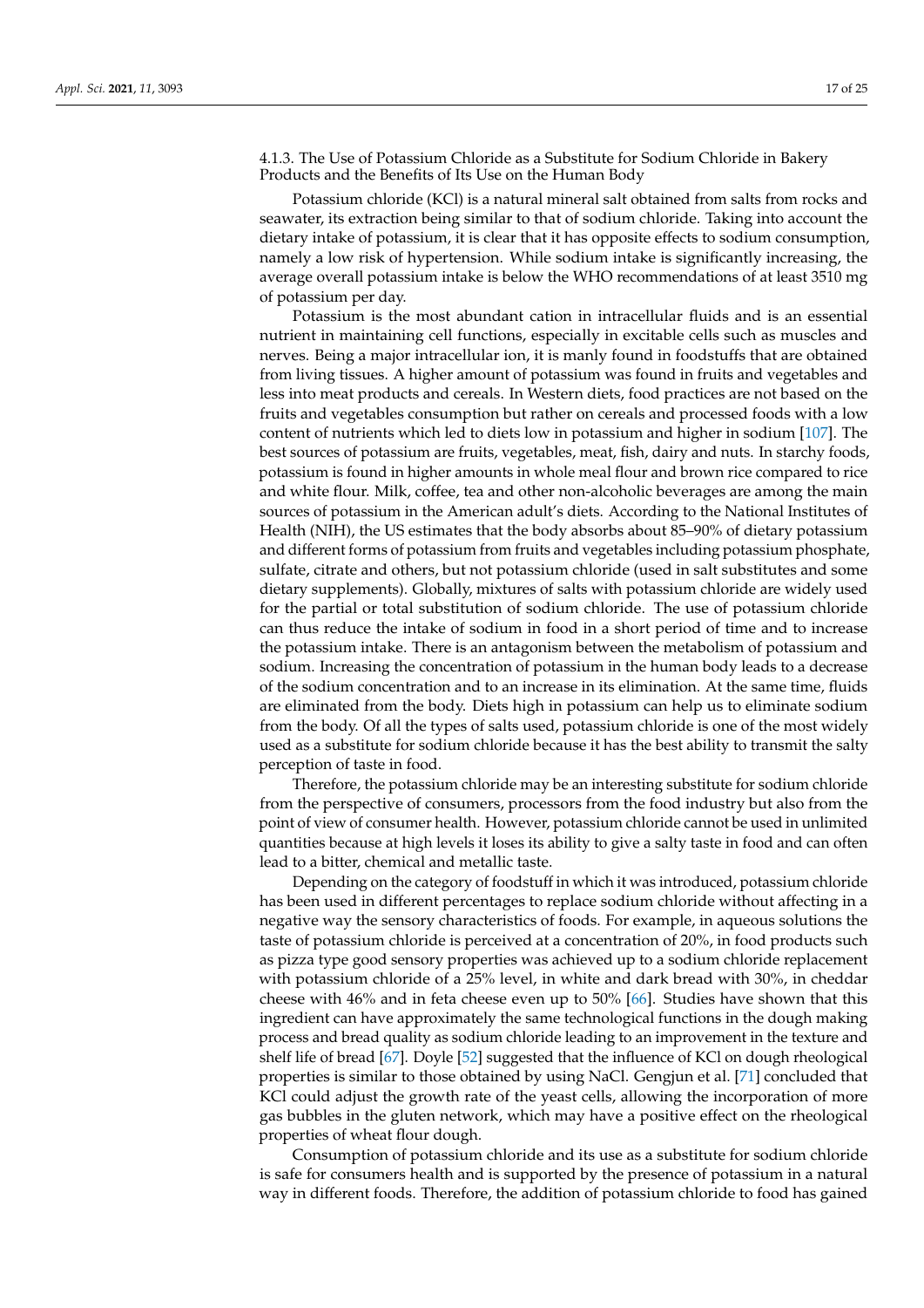#### 4.1.3. The Use of Potassium Chloride as a Substitute for Sodium Chloride in Bakery Products and the Benefits of Its Use on the Human Body

Potassium chloride (KCl) is a natural mineral salt obtained from salts from rocks and seawater, its extraction being similar to that of sodium chloride. Taking into account the dietary intake of potassium, it is clear that it has opposite effects to sodium consumption, namely a low risk of hypertension. While sodium intake is significantly increasing, the average overall potassium intake is below the WHO recommendations of at least 3510 mg of potassium per day.

Potassium is the most abundant cation in intracellular fluids and is an essential nutrient in maintaining cell functions, especially in excitable cells such as muscles and nerves. Being a major intracellular ion, it is manly found in foodstuffs that are obtained from living tissues. A higher amount of potassium was found in fruits and vegetables and less into meat products and cereals. In Western diets, food practices are not based on the fruits and vegetables consumption but rather on cereals and processed foods with a low content of nutrients which led to diets low in potassium and higher in sodium [107]. The best sources of potassium are fruits, vegetables, meat, fish, dairy and nuts. In starchy foods, potassium is found in higher amounts in whole meal flour and brown rice compared to rice and white flour. Milk, coffee, tea and other non-alcoholic beverages are among the main sources of potassium in the American adult's diets. According to the National Institutes of Health (NIH), the US estimates that the body absorbs about 85–90% of dietary potassium and different forms of potassium from fruits and vegetables including potassium phosphate, sulfate, citrate and others, but not potassium chloride (used in salt substitutes and some dietary supplements). Globally, mixtures of salts with potassium chloride are widely used for the partial or total substitution of sodium chloride. The use of potassium chloride can thus reduce the intake of sodium in food in a short period of time and to increase the potassium intake. There is an antagonism between the metabolism of potassium and sodium. Increasing the concentration of potassium in the human body leads to a decrease of the sodium concentration and to an increase in its elimination. At the same time, fluids are eliminated from the body. Diets high in potassium can help us to eliminate sodium from the body. Of all the types of salts used, potassium chloride is one of the most widely used as a substitute for sodium chloride because it has the best ability to transmit the salty perception of taste in food.

Therefore, the potassium chloride may be an interesting substitute for sodium chloride from the perspective of consumers, processors from the food industry but also from the point of view of consumer health. However, potassium chloride cannot be used in unlimited quantities because at high levels it loses its ability to give a salty taste in food and can often lead to a bitter, chemical and metallic taste.

Depending on the category of foodstuff in which it was introduced, potassium chloride has been used in different percentages to replace sodium chloride without affecting in a negative way the sensory characteristics of foods. For example, in aqueous solutions the taste of potassium chloride is perceived at a concentration of 20%, in food products such as pizza type good sensory properties was achieved up to a sodium chloride replacement with potassium chloride of a 25% level, in white and dark bread with 30%, in cheddar cheese with 46% and in feta cheese even up to 50% [66]. Studies have shown that this ingredient can have approximately the same technological functions in the dough making process and bread quality as sodium chloride leading to an improvement in the texture and shelf life of bread [67]. Doyle [52] suggested that the influence of KCl on dough rheological properties is similar to those obtained by using NaCl. Gengjun et al. [71] concluded that KCl could adjust the growth rate of the yeast cells, allowing the incorporation of more gas bubbles in the gluten network, which may have a positive effect on the rheological properties of wheat flour dough.

Consumption of potassium chloride and its use as a substitute for sodium chloride is safe for consumers health and is supported by the presence of potassium in a natural way in different foods. Therefore, the addition of potassium chloride to food has gained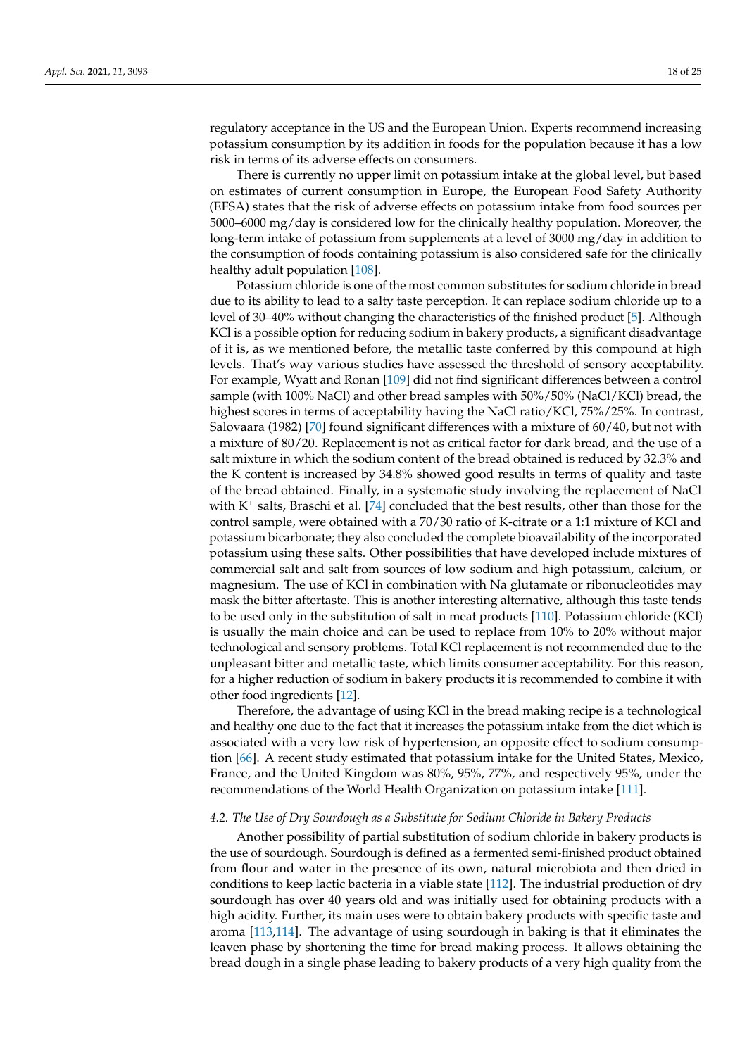regulatory acceptance in the US and the European Union. Experts recommend increasing potassium consumption by its addition in foods for the population because it has a low risk in terms of its adverse effects on consumers.

There is currently no upper limit on potassium intake at the global level, but based on estimates of current consumption in Europe, the European Food Safety Authority (EFSA) states that the risk of adverse effects on potassium intake from food sources per 5000–6000 mg/day is considered low for the clinically healthy population. Moreover, the long-term intake of potassium from supplements at a level of 3000 mg/day in addition to the consumption of foods containing potassium is also considered safe for the clinically healthy adult population [108].

Potassium chloride is one of the most common substitutes for sodium chloride in bread due to its ability to lead to a salty taste perception. It can replace sodium chloride up to a level of 30–40% without changing the characteristics of the finished product [5]. Although KCl is a possible option for reducing sodium in bakery products, a significant disadvantage of it is, as we mentioned before, the metallic taste conferred by this compound at high levels. That's way various studies have assessed the threshold of sensory acceptability. For example, Wyatt and Ronan [109] did not find significant differences between a control sample (with 100% NaCl) and other bread samples with 50%/50% (NaCl/KCl) bread, the highest scores in terms of acceptability having the NaCl ratio/KCl, 75%/25%. In contrast, Salovaara (1982) [70] found significant differences with a mixture of 60/40, but not with a mixture of 80/20. Replacement is not as critical factor for dark bread, and the use of a salt mixture in which the sodium content of the bread obtained is reduced by 32.3% and the K content is increased by 34.8% showed good results in terms of quality and taste of the bread obtained. Finally, in a systematic study involving the replacement of NaCl with $K^+$ salts, Braschi et al. [74] concluded that the best results, other than those for the control sample, were obtained with a 70/30 ratio of K-citrate or a 1:1 mixture of KCl and potassium bicarbonate; they also concluded the complete bioavailability of the incorporated potassium using these salts. Other possibilities that have developed include mixtures of commercial salt and salt from sources of low sodium and high potassium, calcium, or magnesium. The use of KCl in combination with Na glutamate or ribonucleotides may mask the bitter aftertaste. This is another interesting alternative, although this taste tends to be used only in the substitution of salt in meat products [110]. Potassium chloride (KCl) is usually the main choice and can be used to replace from 10% to 20% without major technological and sensory problems. Total KCl replacement is not recommended due to the unpleasant bitter and metallic taste, which limits consumer acceptability. For this reason, for a higher reduction of sodium in bakery products it is recommended to combine it with other food ingredients [12].

Therefore, the advantage of using KCl in the bread making recipe is a technological and healthy one due to the fact that it increases the potassium intake from the diet which is associated with a very low risk of hypertension, an opposite effect to sodium consumption [66]. A recent study estimated that potassium intake for the United States, Mexico, France, and the United Kingdom was 80%, 95%, 77%, and respectively 95%, under the recommendations of the World Health Organization on potassium intake [111].

### *4.2. The Use of Dry Sourdough as a Substitute for Sodium Chloride in Bakery Products*

Another possibility of partial substitution of sodium chloride in bakery products is the use of sourdough. Sourdough is defined as a fermented semi-finished product obtained from flour and water in the presence of its own, natural microbiota and then dried in conditions to keep lactic bacteria in a viable state [112]. The industrial production of dry sourdough has over 40 years old and was initially used for obtaining products with a high acidity. Further, its main uses were to obtain bakery products with specific taste and aroma [113,114]. The advantage of using sourdough in baking is that it eliminates the leaven phase by shortening the time for bread making process. It allows obtaining the bread dough in a single phase leading to bakery products of a very high quality from the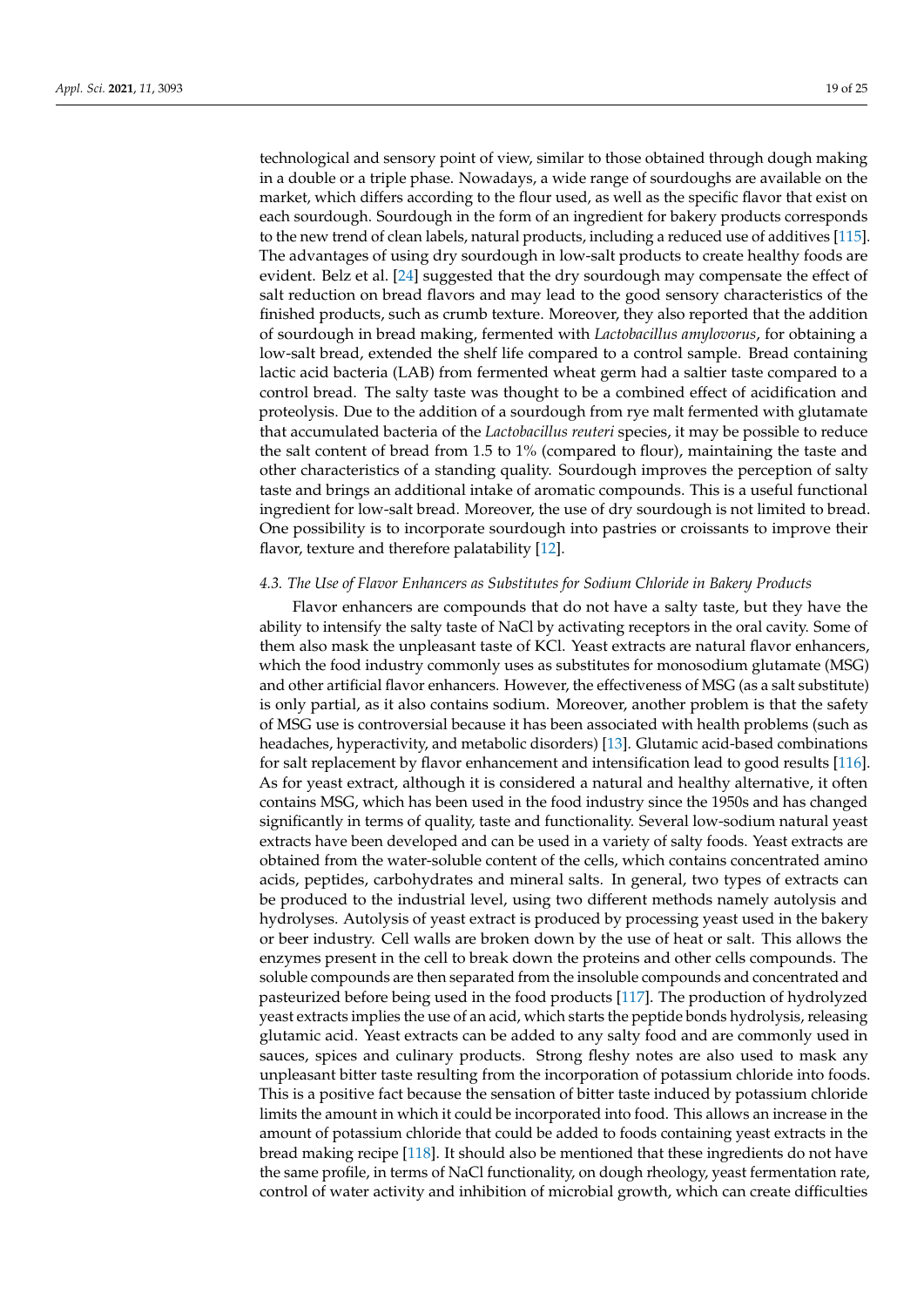technological and sensory point of view, similar to those obtained through dough making in a double or a triple phase. Nowadays, a wide range of sourdoughs are available on the market, which differs according to the flour used, as well as the specific flavor that exist on each sourdough. Sourdough in the form of an ingredient for bakery products corresponds to the new trend of clean labels, natural products, including a reduced use of additives [115]. The advantages of using dry sourdough in low-salt products to create healthy foods are evident. Belz et al. [24] suggested that the dry sourdough may compensate the effect of salt reduction on bread flavors and may lead to the good sensory characteristics of the finished products, such as crumb texture. Moreover, they also reported that the addition of sourdough in bread making, fermented with *Lactobacillus amylovorus*, for obtaining a low-salt bread, extended the shelf life compared to a control sample. Bread containing lactic acid bacteria (LAB) from fermented wheat germ had a saltier taste compared to a control bread. The salty taste was thought to be a combined effect of acidification and proteolysis. Due to the addition of a sourdough from rye malt fermented with glutamate that accumulated bacteria of the *Lactobacillus reuteri* species, it may be possible to reduce the salt content of bread from 1.5 to 1% (compared to flour), maintaining the taste and other characteristics of a standing quality. Sourdough improves the perception of salty taste and brings an additional intake of aromatic compounds. This is a useful functional ingredient for low-salt bread. Moreover, the use of dry sourdough is not limited to bread. One possibility is to incorporate sourdough into pastries or croissants to improve their flavor, texture and therefore palatability [12].

### *4.3. The Use of Flavor Enhancers as Substitutes for Sodium Chloride in Bakery Products*

Flavor enhancers are compounds that do not have a salty taste, but they have the ability to intensify the salty taste of NaCl by activating receptors in the oral cavity. Some of them also mask the unpleasant taste of KCl. Yeast extracts are natural flavor enhancers, which the food industry commonly uses as substitutes for monosodium glutamate (MSG) and other artificial flavor enhancers. However, the effectiveness of MSG (as a salt substitute) is only partial, as it also contains sodium. Moreover, another problem is that the safety of MSG use is controversial because it has been associated with health problems (such as headaches, hyperactivity, and metabolic disorders) [13]. Glutamic acid-based combinations for salt replacement by flavor enhancement and intensification lead to good results [116]. As for yeast extract, although it is considered a natural and healthy alternative, it often contains MSG, which has been used in the food industry since the 1950s and has changed significantly in terms of quality, taste and functionality. Several low-sodium natural yeast extracts have been developed and can be used in a variety of salty foods. Yeast extracts are obtained from the water-soluble content of the cells, which contains concentrated amino acids, peptides, carbohydrates and mineral salts. In general, two types of extracts can be produced to the industrial level, using two different methods namely autolysis and hydrolyses. Autolysis of yeast extract is produced by processing yeast used in the bakery or beer industry. Cell walls are broken down by the use of heat or salt. This allows the enzymes present in the cell to break down the proteins and other cells compounds. The soluble compounds are then separated from the insoluble compounds and concentrated and pasteurized before being used in the food products [117]. The production of hydrolyzed yeast extracts implies the use of an acid, which starts the peptide bonds hydrolysis, releasing glutamic acid. Yeast extracts can be added to any salty food and are commonly used in sauces, spices and culinary products. Strong fleshy notes are also used to mask any unpleasant bitter taste resulting from the incorporation of potassium chloride into foods. This is a positive fact because the sensation of bitter taste induced by potassium chloride limits the amount in which it could be incorporated into food. This allows an increase in the amount of potassium chloride that could be added to foods containing yeast extracts in the bread making recipe [118]. It should also be mentioned that these ingredients do not have the same profile, in terms of NaCl functionality, on dough rheology, yeast fermentation rate, control of water activity and inhibition of microbial growth, which can create difficulties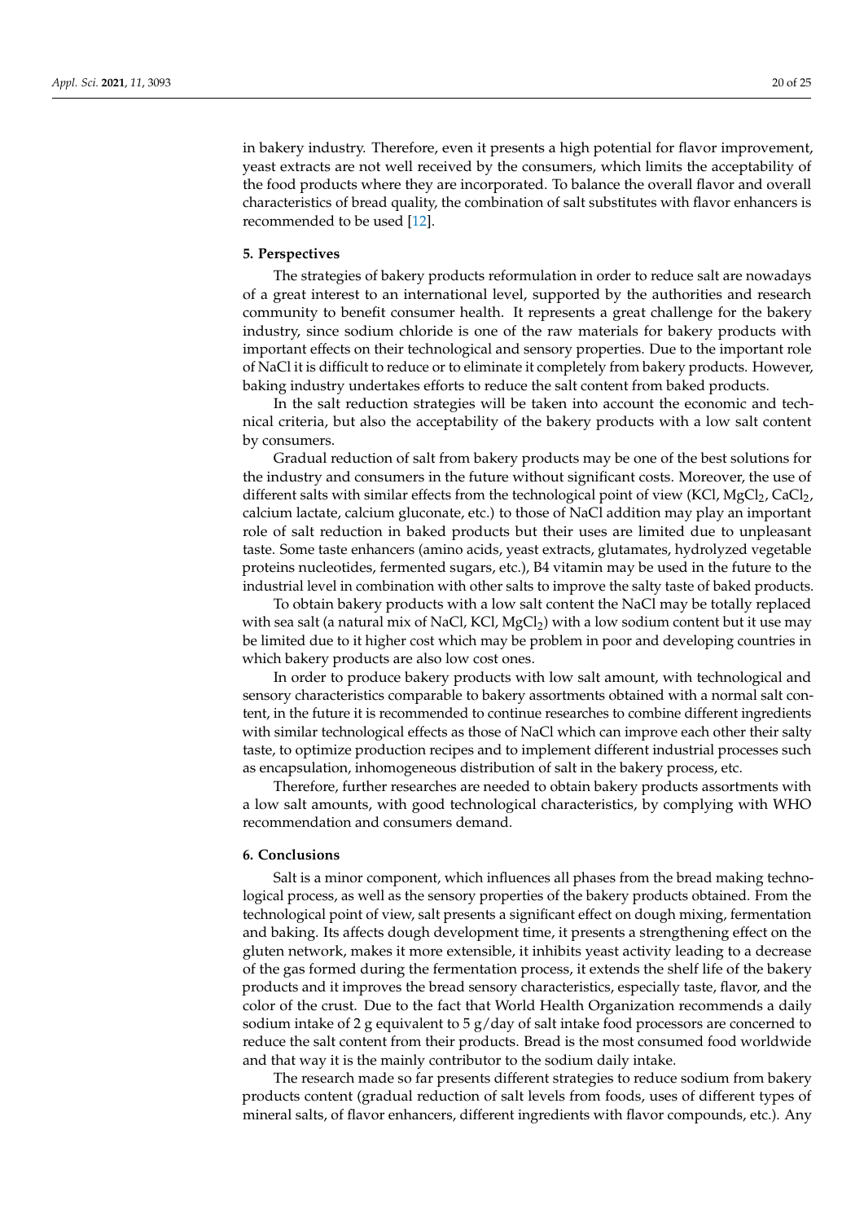in bakery industry. Therefore, even it presents a high potential for flavor improvement, yeast extracts are not well received by the consumers, which limits the acceptability of the food products where they are incorporated. To balance the overall flavor and overall characteristics of bread quality, the combination of salt substitutes with flavor enhancers is recommended to be used [12].

## 5. Perspectives

The strategies of bakery products reformulation in order to reduce salt are nowadays of a great interest to an international level, supported by the authorities and research community to benefit consumer health. It represents a great challenge for the bakery industry, since sodium chloride is one of the raw materials for bakery products with important effects on their technological and sensory properties. Due to the important role of NaCl it is difficult to reduce or to eliminate it completely from bakery products. However, baking industry undertakes efforts to reduce the salt content from baked products.

In the salt reduction strategies will be taken into account the economic and technical criteria, but also the acceptability of the bakery products with a low salt content by consumers.

Gradual reduction of salt from bakery products may be one of the best solutions for the industry and consumers in the future without significant costs. Moreover, the use of different salts with similar effects from the technological point of view (KCl, $MgCl_2$, $CaCl_2$, calcium lactate, calcium gluconate, etc.) to those of NaCl addition may play an important role of salt reduction in baked products but their uses are limited due to unpleasant taste. Some taste enhancers (amino acids, yeast extracts, glutamates, hydrolyzed vegetable proteins nucleotides, fermented sugars, etc.), B4 vitamin may be used in the future to the industrial level in combination with other salts to improve the salty taste of baked products.

To obtain bakery products with a low salt content the NaCl may be totally replaced with sea salt (a natural mix of NaCl, KCl, $MgCl_2$) with a low sodium content but it use may be limited due to it higher cost which may be problem in poor and developing countries in which bakery products are also low cost ones.

In order to produce bakery products with low salt amount, with technological and sensory characteristics comparable to bakery assortments obtained with a normal salt content, in the future it is recommended to continue researches to combine different ingredients with similar technological effects as those of NaCl which can improve each other their salty taste, to optimize production recipes and to implement different industrial processes such as encapsulation, inhomogeneous distribution of salt in the bakery process, etc.

Therefore, further researches are needed to obtain bakery products assortments with a low salt amounts, with good technological characteristics, by complying with WHO recommendation and consumers demand.

## 6. Conclusions

Salt is a minor component, which influences all phases from the bread making technological process, as well as the sensory properties of the bakery products obtained. From the technological point of view, salt presents a significant effect on dough mixing, fermentation and baking. Its affects dough development time, it presents a strengthening effect on the gluten network, makes it more extensible, it inhibits yeast activity leading to a decrease of the gas formed during the fermentation process, it extends the shelf life of the bakery products and it improves the bread sensory characteristics, especially taste, flavor, and the color of the crust. Due to the fact that World Health Organization recommends a daily sodium intake of 2 g equivalent to 5 g/day of salt intake food processors are concerned to reduce the salt content from their products. Bread is the most consumed food worldwide and that way it is the mainly contributor to the sodium daily intake.

The research made so far presents different strategies to reduce sodium from bakery products content (gradual reduction of salt levels from foods, uses of different types of mineral salts, of flavor enhancers, different ingredients with flavor compounds, etc.). Any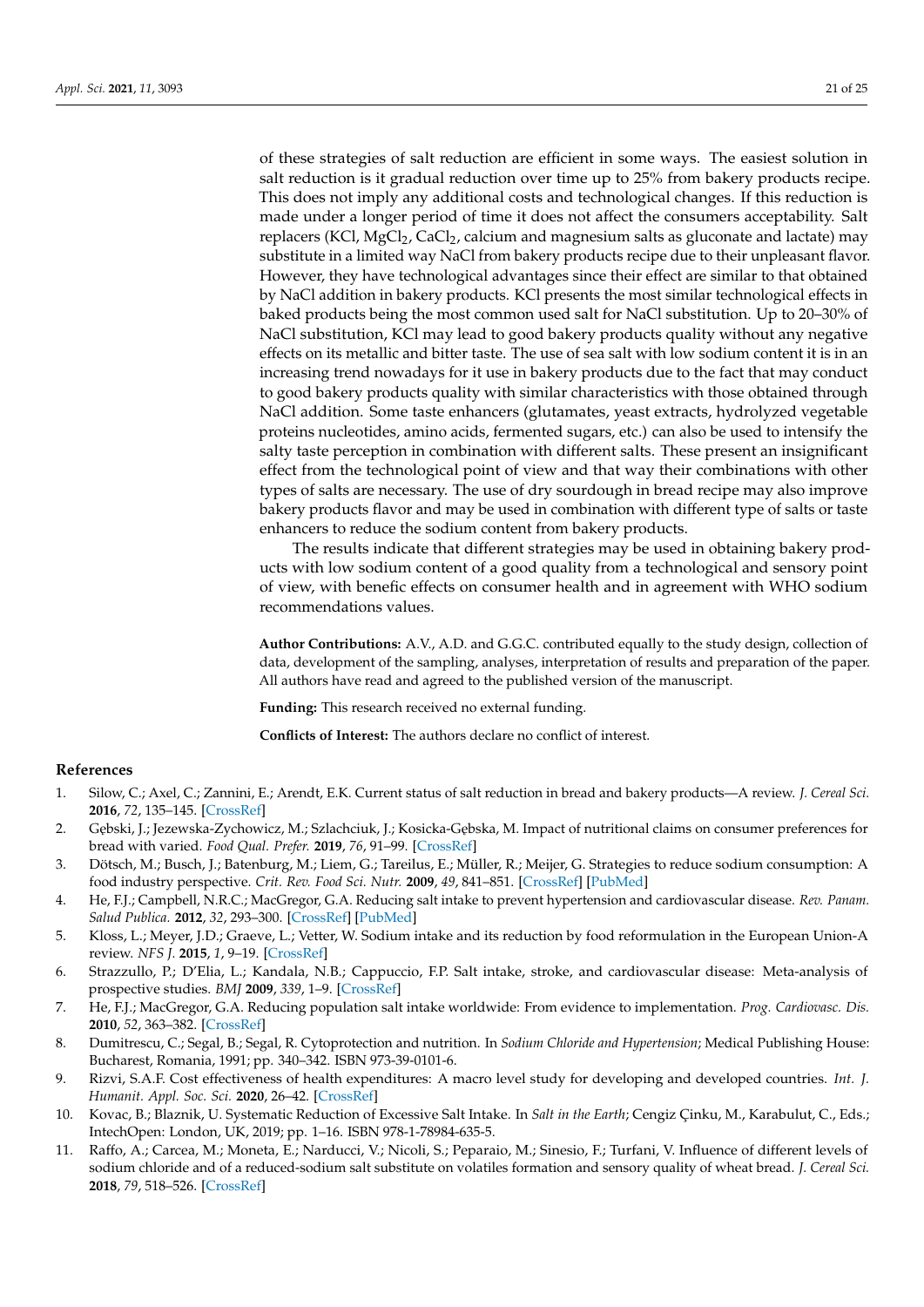of these strategies of salt reduction are efficient in some ways. The easiest solution in salt reduction is it gradual reduction over time up to 25% from bakery products recipe. This does not imply any additional costs and technological changes. If this reduction is made under a longer period of time it does not affect the consumers acceptability. Salt replacers (KCl, $MgCl_2$, $CaCl_2$, calcium and magnesium salts as gluconate and lactate) may substitute in a limited way NaCl from bakery products recipe due to their unpleasant flavor. However, they have technological advantages since their effect are similar to that obtained by NaCl addition in bakery products. KCl presents the most similar technological effects in baked products being the most common used salt for NaCl substitution. Up to 20–30% of NaCl substitution, KCl may lead to good bakery products quality without any negative effects on its metallic and bitter taste. The use of sea salt with low sodium content it is in an increasing trend nowadays for it use in bakery products due to the fact that may conduct to good bakery products quality with similar characteristics with those obtained through NaCl addition. Some taste enhancers (glutamates, yeast extracts, hydrolyzed vegetable proteins nucleotides, amino acids, fermented sugars, etc.) can also be used to intensify the salty taste perception in combination with different salts. These present an insignificant effect from the technological point of view and that way their combinations with other types of salts are necessary. The use of dry sourdough in bread recipe may also improve bakery products flavor and may be used in combination with different type of salts or taste enhancers to reduce the sodium content from bakery products.

The results indicate that different strategies may be used in obtaining bakery products with low sodium content of a good quality from a technological and sensory point of view, with benefic effects on consumer health and in agreement with WHO sodium recommendations values.

**Author Contributions:** A.V., A.D. and G.G.C. contributed equally to the study design, collection of data, development of the sampling, analyses, interpretation of results and preparation of the paper. All authors have read and agreed to the published version of the manuscript.

**Funding:** This research received no external funding.

**Conflicts of Interest:** The authors declare no conflict of interest.

## References

1. Silow, C.; Axel, C.; Zannini, E.; Arendt, E.K. Current status of salt reduction in bread and bakery products—A review. *J. Cereal Sci.* **2016**, *72*, 135–145. [CrossRef]
2. Gębski, J.; Jezewska-Zychowicz, M.; Szlachciuk, J.; Kosicka-Gębska, M. Impact of nutritional claims on consumer preferences for bread with varied. *Food Qual. Prefer.* **2019**, *76*, 91–99. [CrossRef]
3. Dötsch, M.; Busch, J.; Batenburg, M.; Liem, G.; Tareilus, E.; Müller, R.; Meijer, G. Strategies to reduce sodium consumption: A food industry perspective. *Crit. Rev. Food Sci. Nutr.* **2009**, *49*, 841–851. [CrossRef] [PubMed]
4. He, F.J.; Campbell, N.R.C.; MacGregor, G.A. Reducing salt intake to prevent hypertension and cardiovascular disease. *Rev. Panam. Salud Publica.* **2012**, *32*, 293–300. [CrossRef] [PubMed]
5. Kloss, L.; Meyer, J.D.; Graeve, L.; Vetter, W. Sodium intake and its reduction by food reformulation in the European Union-A review. *NFS J.* **2015**, *1*, 9–19. [CrossRef]
6. Strazzullo, P.; D'Elia, L.; Kandala, N.B.; Cappuccio, F.P. Salt intake, stroke, and cardiovascular disease: Meta-analysis of prospective studies. *BMJ* **2009**, *339*, 1–9. [CrossRef]
7. He, F.J.; MacGregor, G.A. Reducing population salt intake worldwide: From evidence to implementation. *Prog. Cardiovasc. Dis.* **2010**, *52*, 363–382. [CrossRef]
8. Dumitrescu, C.; Segal, B.; Segal, R. Cytoprotection and nutrition. In *Sodium Chloride and Hypertension*; Medical Publishing House: Bucharest, Romania, 1991; pp. 340–342. ISBN 973-39-0101-6.
9. Rizvi, S.A.F. Cost effectiveness of health expenditures: A macro level study for developing and developed countries. *Int. J. Humanit. Appl. Soc. Sci.* **2020**, 26–42. [CrossRef]
10. Kovac, B.; Blaznik, U. Systematic Reduction of Excessive Salt Intake. In *Salt in the Earth*; Cengiz Çinku, M., Karabulut, C., Eds.; IntechOpen: London, UK, 2019; pp. 1–16. ISBN 978-1-78984-635-5.
11. Raffo, A.; Carcea, M.; Moneta, E.; Narducci, V.; Nicoli, S.; Peparaio, M.; Sinesio, F.; Turfani, V. Influence of different levels of sodium chloride and of a reduced-sodium salt substitute on volatiles formation and sensory quality of wheat bread. *J. Cereal Sci.* **2018**, *79*, 518–526. [CrossRef]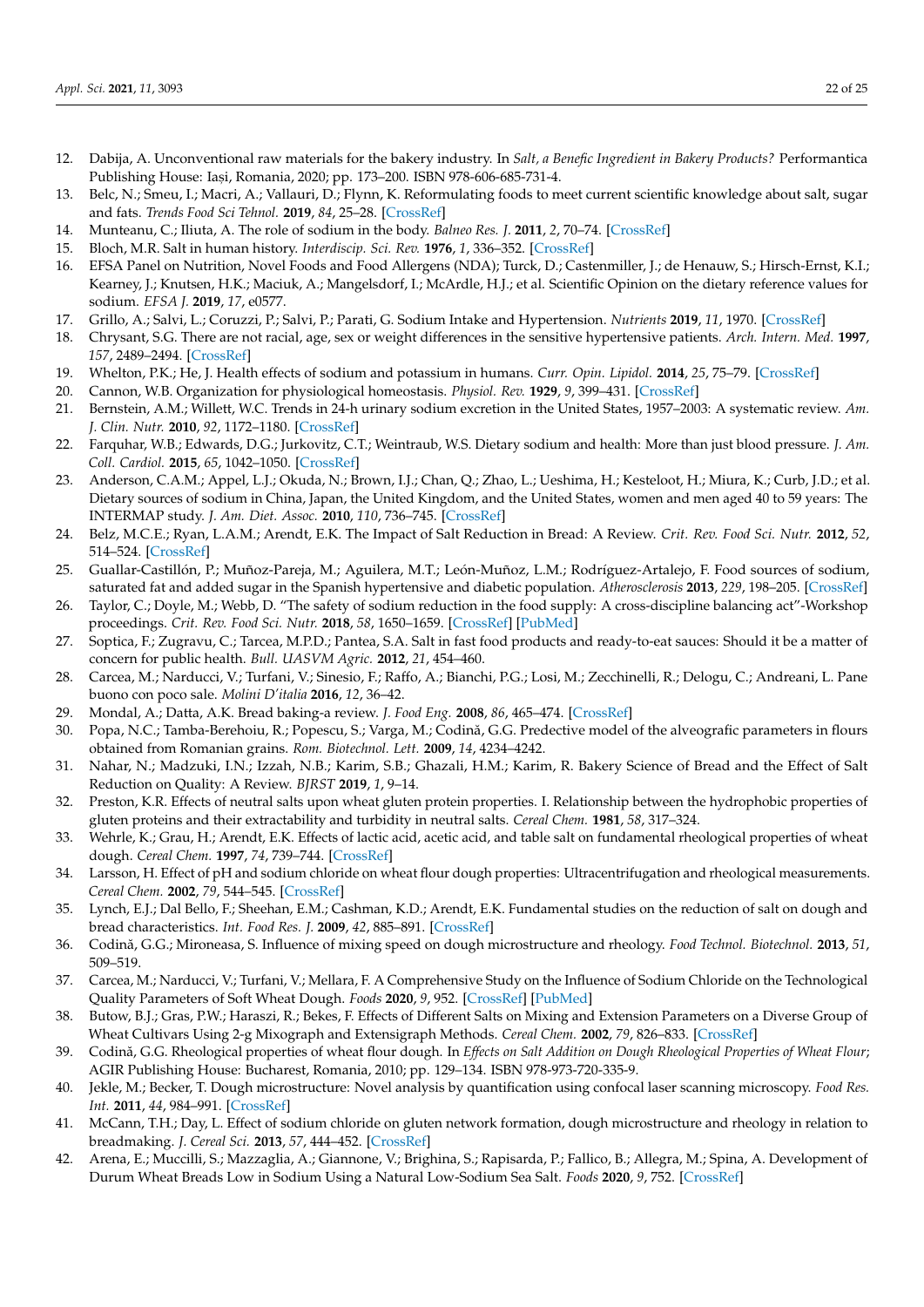12. Dabija, A. Unconventional raw materials for the bakery industry. In *Salt, a Benefic Ingredient in Bakery Products?* Performantica Publishing House: Iași, Romania, 2020; pp. 173–200. ISBN 978-606-685-731-4.
13. Belc, N.; Smeu, I.; Macri, A.; Vallauri, D.; Flynn, K. Reformulating foods to meet current scientific knowledge about salt, sugar and fats. *Trends Food Sci Tehnol.* **2019**, *84*, 25–28. [CrossRef]
14. Munteanu, C.; Iliuta, A. The role of sodium in the body. *Balneo Res. J.* **2011**, *2*, 70–74. [CrossRef]
15. Bloch, M.R. Salt in human history. *Interdiscip. Sci. Rev.* **1976**, *1*, 336–352. [CrossRef]
16. EFSA Panel on Nutrition, Novel Foods and Food Allergens (NDA); Turck, D.; Castenmiller, J.; de Henauw, S.; Hirsch-Ernst, K.I.; Kearney, J.; Knutsen, H.K.; Maciuk, A.; Mangelsdorf, I.; McArdle, H.J.; et al. Scientific Opinion on the dietary reference values for sodium. *EFSA J.* **2019**, *17*, e0577.
17. Grillo, A.; Salvi, L.; Coruzzi, P.; Salvi, P.; Parati, G. Sodium Intake and Hypertension. *Nutrients* **2019**, *11*, 1970. [CrossRef]
18. Chrysant, S.G. There are not racial, age, sex or weight differences in the sensitive hypertensive patients. *Arch. Intern. Med.* **1997**, *157*, 2489–2494. [CrossRef]
19. Whelton, P.K.; He, J. Health effects of sodium and potassium in humans. *Curr. Opin. Lipidol.* **2014**, *25*, 75–79. [CrossRef]
20. Cannon, W.B. Organization for physiological homeostasis. *Physiol. Rev.* **1929**, *9*, 399–431. [CrossRef]
21. Bernstein, A.M.; Willett, W.C. Trends in 24-h urinary sodium excretion in the United States, 1957–2003: A systematic review. *Am. J. Clin. Nutr.* **2010**, *92*, 1172–1180. [CrossRef]
22. Farquhar, W.B.; Edwards, D.G.; Jurkovitz, C.T.; Weintraub, W.S. Dietary sodium and health: More than just blood pressure. *J. Am. Coll. Cardiol.* **2015**, *65*, 1042–1050. [CrossRef]
23. Anderson, C.A.M.; Appel, L.J.; Okuda, N.; Brown, I.J.; Chan, Q.; Zhao, L.; Ueshima, H.; Kesteloot, H.; Miura, K.; Curb, J.D.; et al. Dietary sources of sodium in China, Japan, the United Kingdom, and the United States, women and men aged 40 to 59 years: The INTERMAP study. *J. Am. Diet. Assoc.* **2010**, *110*, 736–745. [CrossRef]
24. Belz, M.C.E.; Ryan, L.A.M.; Arendt, E.K. The Impact of Salt Reduction in Bread: A Review. *Crit. Rev. Food Sci. Nutr.* **2012**, *52*, 514–524. [CrossRef]
25. Guallar-Castillón, P.; Muñoz-Pareja, M.; Aguilera, M.T.; León-Muñoz, L.M.; Rodríguez-Artalejo, F. Food sources of sodium, saturated fat and added sugar in the Spanish hypertensive and diabetic population. *Atherosclerosis* **2013**, *229*, 198–205. [CrossRef]
26. Taylor, C.; Doyle, M.; Webb, D. "The safety of sodium reduction in the food supply: A cross-discipline balancing act"-Workshop proceedings. *Crit. Rev. Food Sci. Nutr.* **2018**, *58*, 1650–1659. [CrossRef] [PubMed]
27. Soptica, F.; Zugravu, C.; Tarcea, M.P.D.; Pantea, S.A. Salt in fast food products and ready-to-eat sauces: Should it be a matter of concern for public health. *Bull. UASVM Agric.* **2012**, *21*, 454–460.
28. Carcea, M.; Narducci, V.; Turfani, V.; Sinesio, F.; Raffo, A.; Bianchi, P.G.; Losi, M.; Zecchinelli, R.; Delogu, C.; Andreani, L. Pane buono con poco sale. *Molini D'italia* **2016**, *12*, 36–42.
29. Mondal, A.; Datta, A.K. Bread baking-a review. *J. Food Eng.* **2008**, *86*, 465–474. [CrossRef]
30. Popa, N.C.; Tamba-Berehoiu, R.; Popescu, S.; Varga, M.; Codină, G.G. Predective model of the alveografic parameters in flours obtained from Romanian grains. *Rom. Biotechnol. Lett.* **2009**, *14*, 4234–4242.
31. Nahar, N.; Madzuki, I.N.; Izzah, N.B.; Karim, S.B.; Ghazali, H.M.; Karim, R. Bakery Science of Bread and the Effect of Salt Reduction on Quality: A Review. *BJRST* **2019**, *1*, 9–14.
32. Preston, K.R. Effects of neutral salts upon wheat gluten protein properties. I. Relationship between the hydrophobic properties of gluten proteins and their extractability and turbidity in neutral salts. *Cereal Chem.* **1981**, *58*, 317–324.
33. Wehrle, K.; Grau, H.; Arendt, E.K. Effects of lactic acid, acetic acid, and table salt on fundamental rheological properties of wheat dough. *Cereal Chem.* **1997**, *74*, 739–744. [CrossRef]
34. Larsson, H. Effect of pH and sodium chloride on wheat flour dough properties: Ultracentrifugation and rheological measurements. *Cereal Chem.* **2002**, *79*, 544–545. [CrossRef]
35. Lynch, E.J.; Dal Bello, F.; Sheehan, E.M.; Cashman, K.D.; Arendt, E.K. Fundamental studies on the reduction of salt on dough and bread characteristics. *Int. Food Res. J.* **2009**, *42*, 885–891. [CrossRef]
36. Codină, G.G.; Mironeasa, S. Influence of mixing speed on dough microstructure and rheology. *Food Technol. Biotechnol.* **2013**, *51*, 509–519.
37. Carcea, M.; Narducci, V.; Turfani, V.; Mellara, F. A Comprehensive Study on the Influence of Sodium Chloride on the Technological Quality Parameters of Soft Wheat Dough. *Foods* **2020**, *9*, 952. [CrossRef] [PubMed]
38. Butow, B.J.; Gras, P.W.; Haraszi, R.; Bekes, F. Effects of Different Salts on Mixing and Extension Parameters on a Diverse Group of Wheat Cultivars Using 2-g Mixograph and Extensigraph Methods. *Cereal Chem.* **2002**, *79*, 826–833. [CrossRef]
39. Codină, G.G. Rheological properties of wheat flour dough. In *Effects on Salt Addition on Dough Rheological Properties of Wheat Flour*; AGIR Publishing House: Bucharest, Romania, 2010; pp. 129–134. ISBN 978-973-720-335-9.
40. Jekle, M.; Becker, T. Dough microstructure: Novel analysis by quantification using confocal laser scanning microscopy. *Food Res. Int.* **2011**, *44*, 984–991. [CrossRef]
41. McCann, T.H.; Day, L. Effect of sodium chloride on gluten network formation, dough microstructure and rheology in relation to breadmaking. *J. Cereal Sci.* **2013**, *57*, 444–452. [CrossRef]
42. Arena, E.; Muccilli, S.; Mazzaglia, A.; Giannone, V.; Brighina, S.; Rapisarda, P.; Fallico, B.; Allegra, M.; Spina, A. Development of Durum Wheat Breads Low in Sodium Using a Natural Low-Sodium Sea Salt. *Foods* **2020**, *9*, 752. [CrossRef]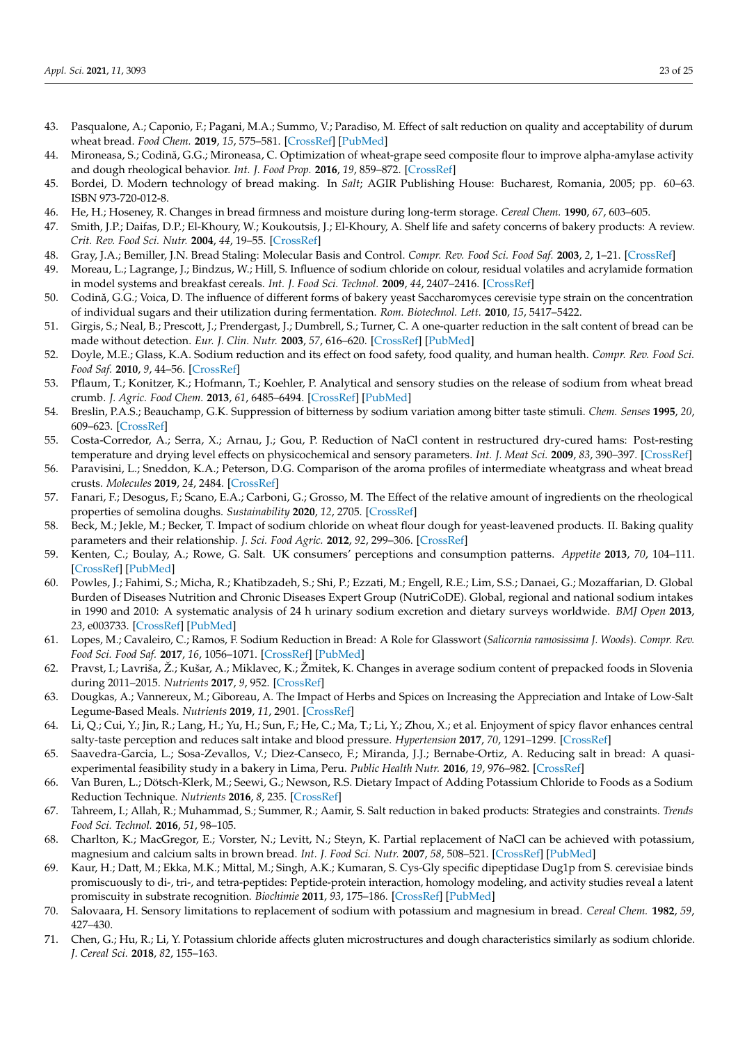43. Pasqualone, A.; Caponio, F.; Pagani, M.A.; Summo, V.; Paradiso, M. Effect of salt reduction on quality and acceptability of durum wheat bread. *Food Chem.* **2019**, *15*, 575–581. [CrossRef] [PubMed]
44. Mironeasa, S.; Codină, G.G.; Mironeasa, C. Optimization of wheat-grape seed composite flour to improve alpha-amylase activity and dough rheological behavior. *Int. J. Food Prop.* **2016**, *19*, 859–872. [CrossRef]
45. Bordei, D. Modern technology of bread making. In *Salt*; AGIR Publishing House: Bucharest, Romania, 2005; pp. 60–63. ISBN 973-720-012-8.
46. He, H.; Hoseney, R. Changes in bread firmness and moisture during long-term storage. *Cereal Chem.* **1990**, *67*, 603–605.
47. Smith, J.P.; Daifas, D.P.; El-Khoury, W.; Koukoutsis, J.; El-Khoury, A. Shelf life and safety concerns of bakery products: A review. *Crit. Rev. Food Sci. Nutr.* **2004**, *44*, 19–55. [CrossRef]
48. Gray, J.A.; Bemiller, J.N. Bread Staling: Molecular Basis and Control. *Compr. Rev. Food Sci. Food Saf.* **2003**, *2*, 1–21. [CrossRef]
49. Moreau, L.; Lagrange, J.; Bindzus, W.; Hill, S. Influence of sodium chloride on colour, residual volatiles and acrylamide formation in model systems and breakfast cereals. *Int. J. Food Sci. Technol.* **2009**, *44*, 2407–2416. [CrossRef]
50. Codină, G.G.; Voica, D. The influence of different forms of bakery yeast Saccharomyces cerevisie type strain on the concentration of individual sugars and their utilization during fermentation. *Rom. Biotechnol. Lett.* **2010**, *15*, 5417–5422.
51. Girgis, S.; Neal, B.; Prescott, J.; Prendergast, J.; Dumbrell, S.; Turner, C. A one-quarter reduction in the salt content of bread can be made without detection. *Eur. J. Clin. Nutr.* **2003**, *57*, 616–620. [CrossRef] [PubMed]
52. Doyle, M.E.; Glass, K.A. Sodium reduction and its effect on food safety, food quality, and human health. *Compr. Rev. Food Sci. Food Saf.* **2010**, *9*, 44–56. [CrossRef]
53. Pflaum, T.; Konitzer, K.; Hofmann, T.; Koehler, P. Analytical and sensory studies on the release of sodium from wheat bread crumb. *J. Agric. Food Chem.* **2013**, *61*, 6485–6494. [CrossRef] [PubMed]
54. Breslin, P.A.S.; Beauchamp, G.K. Suppression of bitterness by sodium variation among bitter taste stimuli. *Chem. Senses* **1995**, *20*, 609–623. [CrossRef]
55. Costa-Corredor, A.; Serra, X.; Arnau, J.; Gou, P. Reduction of NaCl content in restructured dry-cured hams: Post-resting temperature and drying level effects on physicochemical and sensory parameters. *Int. J. Meat Sci.* **2009**, *83*, 390–397. [CrossRef]
56. Paravisini, L.; Sneddon, K.A.; Peterson, D.G. Comparison of the aroma profiles of intermediate wheatgrass and wheat bread crusts. *Molecules* **2019**, *24*, 2484. [CrossRef]
57. Fanari, F.; Desogus, F.; Scano, E.A.; Carboni, G.; Grosso, M. The Effect of the relative amount of ingredients on the rheological properties of semolina doughs. *Sustainability* **2020**, *12*, 2705. [CrossRef]
58. Beck, M.; Jekle, M.; Becker, T. Impact of sodium chloride on wheat flour dough for yeast-leavened products. II. Baking quality parameters and their relationship. *J. Sci. Food Agric.* **2012**, *92*, 299–306. [CrossRef]
59. Kenten, C.; Boulay, A.; Rowe, G. Salt. UK consumers' perceptions and consumption patterns. *Appetite* **2013**, *70*, 104–111. [CrossRef] [PubMed]
60. Powles, J.; Fahimi, S.; Micha, R.; Khatibzadeh, S.; Shi, P.; Ezzati, M.; Engell, R.E.; Lim, S.S.; Danaei, G.; Mozaffarian, D. Global Burden of Diseases Nutrition and Chronic Diseases Expert Group (NutriCoDE). Global, regional and national sodium intakes in 1990 and 2010: A systematic analysis of 24 h urinary sodium excretion and dietary surveys worldwide. *BMJ Open* **2013**, *23*, e003733. [CrossRef] [PubMed]
61. Lopes, M.; Cavaleiro, C.; Ramos, F. Sodium Reduction in Bread: A Role for Glasswort (*Salicornia ramosissima J. Woods*). *Compr. Rev. Food Sci. Food Saf.* **2017**, *16*, 1056–1071. [CrossRef] [PubMed]
62. Pravst, I.; Lavriša, Ž.; Kušar, A.; Miklavec, K.; Žmitek, K. Changes in average sodium content of prepacked foods in Slovenia during 2011–2015. *Nutrients* **2017**, *9*, 952. [CrossRef]
63. Dougkas, A.; Vannereux, M.; Giboreau, A. The Impact of Herbs and Spices on Increasing the Appreciation and Intake of Low-Salt Legume-Based Meals. *Nutrients* **2019**, *11*, 2901. [CrossRef]
64. Li, Q.; Cui, Y.; Jin, R.; Lang, H.; Yu, H.; Sun, F.; He, C.; Ma, T.; Li, Y.; Zhou, X.; et al. Enjoyment of spicy flavor enhances central salty-taste perception and reduces salt intake and blood pressure. *Hypertension* **2017**, *70*, 1291–1299. [CrossRef]
65. Saavedra-Garcia, L.; Sosa-Zevallos, V.; Diez-Canseco, F.; Miranda, J.J.; Bernabe-Ortiz, A. Reducing salt in bread: A quasi-experimental feasibility study in a bakery in Lima, Peru. *Public Health Nutr.* **2016**, *19*, 976–982. [CrossRef]
66. Van Buren, L.; Dötsch-Klerk, M.; Seewi, G.; Newson, R.S. Dietary Impact of Adding Potassium Chloride to Foods as a Sodium Reduction Technique. *Nutrients* **2016**, *8*, 235. [CrossRef]
67. Tahreem, I.; Allah, R.; Muhammad, S.; Summer, R.; Aamir, S. Salt reduction in baked products: Strategies and constraints. *Trends Food Sci. Technol.* **2016**, *51*, 98–105.
68. Charlton, K.; MacGregor, E.; Vorster, N.; Levitt, N.; Steyn, K. Partial replacement of NaCl can be achieved with potassium, magnesium and calcium salts in brown bread. *Int. J. Food Sci. Nutr.* **2007**, *58*, 508–521. [CrossRef] [PubMed]
69. Kaur, H.; Datt, M.; Ekka, M.K.; Mittal, M.; Singh, A.K.; Kumaran, S. Cys-Gly specific dipeptidase Dug1p from S. cerevisiae binds promiscuously to di-, tri-, and tetra-peptides: Peptide-protein interaction, homology modeling, and activity studies reveal a latent promiscuity in substrate recognition. *Biochimie* **2011**, *93*, 175–186. [CrossRef] [PubMed]
70. Salovaara, H. Sensory limitations to replacement of sodium with potassium and magnesium in bread. *Cereal Chem.* **1982**, *59*, 427–430.
71. Chen, G.; Hu, R.; Li, Y. Potassium chloride affects gluten microstructures and dough characteristics similarly as sodium chloride. *J. Cereal Sci.* **2018**, *82*, 155–163.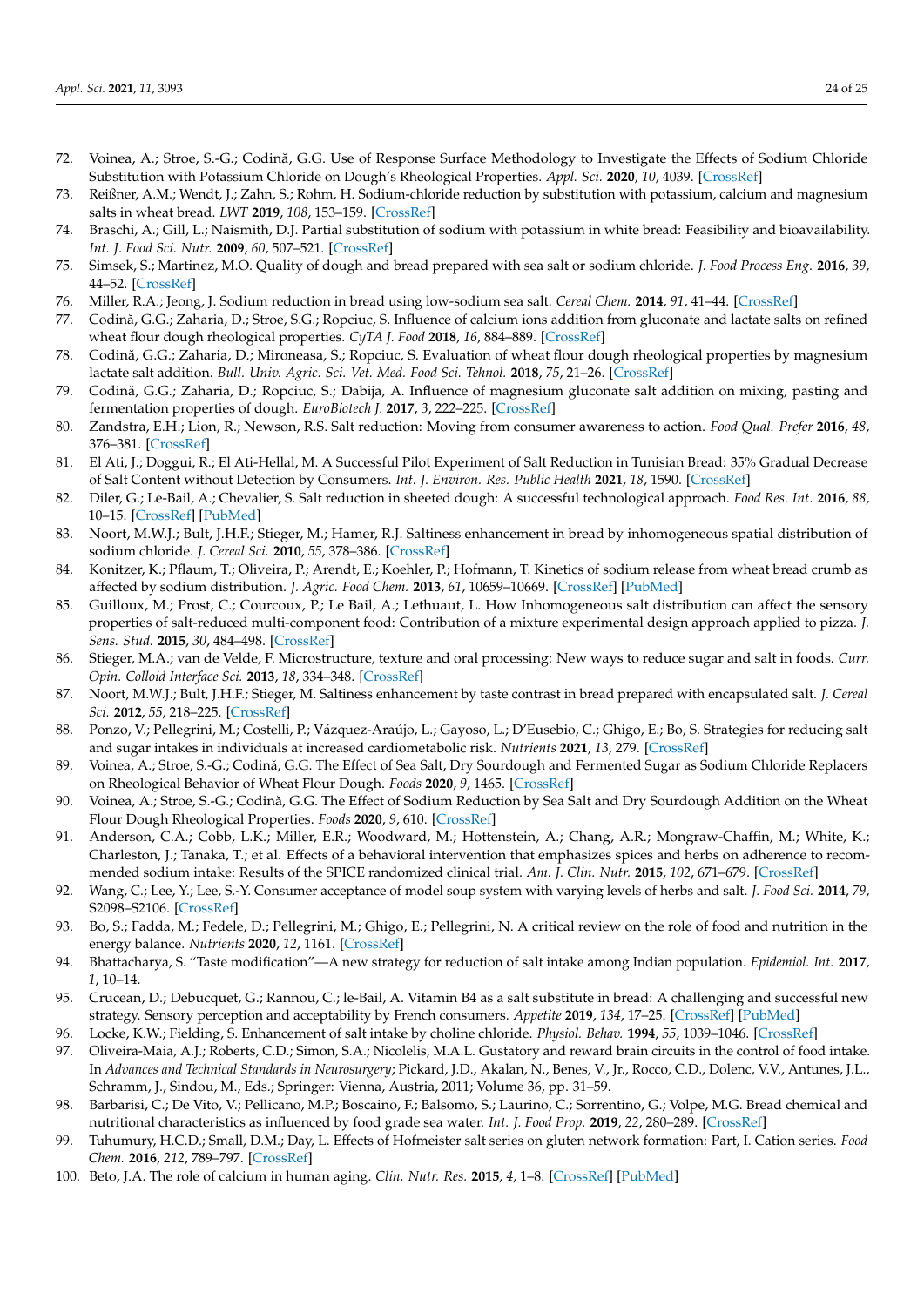72. Voinea, A.; Stroe, S.-G.; Codină, G.G. Use of Response Surface Methodology to Investigate the Effects of Sodium Chloride Substitution with Potassium Chloride on Dough's Rheological Properties. *Appl. Sci.* **2020**, *10*, 4039. [CrossRef]
73. Reißner, A.M.; Wendt, J.; Zahn, S.; Rohm, H. Sodium-chloride reduction by substitution with potassium, calcium and magnesium salts in wheat bread. *LWT* **2019**, *108*, 153–159. [CrossRef]
74. Braschi, A.; Gill, L.; Naismith, D.J. Partial substitution of sodium with potassium in white bread: Feasibility and bioavailability. *Int. J. Food Sci. Nutr.* **2009**, *60*, 507–521. [CrossRef]
75. Simsek, S.; Martinez, M.O. Quality of dough and bread prepared with sea salt or sodium chloride. *J. Food Process Eng.* **2016**, *39*, 44–52. [CrossRef]
76. Miller, R.A.; Jeong, J. Sodium reduction in bread using low-sodium sea salt. *Cereal Chem.* **2014**, *91*, 41–44. [CrossRef]
77. Codină, G.G.; Zaharia, D.; Stroe, S.G.; Ropciuc, S. Influence of calcium ions addition from gluconate and lactate salts on refined wheat flour dough rheological properties. *CyTA J. Food* **2018**, *16*, 884–889. [CrossRef]
78. Codină, G.G.; Zaharia, D.; Mironeasa, S.; Ropciuc, S. Evaluation of wheat flour dough rheological properties by magnesium lactate salt addition. *Bull. Univ. Agric. Sci. Vet. Med. Food Sci. Tehnol.* **2018**, *75*, 21–26. [CrossRef]
79. Codină, G.G.; Zaharia, D.; Ropciuc, S.; Dabija, A. Influence of magnesium gluconate salt addition on mixing, pasting and fermentation properties of dough. *EuroBiotech J.* **2017**, *3*, 222–225. [CrossRef]
80. Zandstra, E.H.; Lion, R.; Newson, R.S. Salt reduction: Moving from consumer awareness to action. *Food Qual. Prefer* **2016**, *48*, 376–381. [CrossRef]
81. El Ati, J.; Doggui, R.; El Ati-Hellal, M. A Successful Pilot Experiment of Salt Reduction in Tunisian Bread: 35% Gradual Decrease of Salt Content without Detection by Consumers. *Int. J. Environ. Res. Public Health* **2021**, *18*, 1590. [CrossRef]
82. Diler, G.; Le-Bail, A.; Chevalier, S. Salt reduction in sheeted dough: A successful technological approach. *Food Res. Int.* **2016**, *88*, 10–15. [CrossRef] [PubMed]
83. Noort, M.W.J.; Bult, J.H.F.; Stieger, M.; Hamer, R.J. Saltiness enhancement in bread by inhomogeneous spatial distribution of sodium chloride. *J. Cereal Sci.* **2010**, *55*, 378–386. [CrossRef]
84. Konitzer, K.; Pflaum, T.; Oliveira, P.; Arendt, E.; Koehler, P.; Hofmann, T. Kinetics of sodium release from wheat bread crumb as affected by sodium distribution. *J. Agric. Food Chem.* **2013**, *61*, 10659–10669. [CrossRef] [PubMed]
85. Guilloux, M.; Prost, C.; Courcoux, P.; Le Bail, A.; Lethuaut, L. How Inhomogeneous salt distribution can affect the sensory properties of salt-reduced multi-component food: Contribution of a mixture experimental design approach applied to pizza. *J. Sens. Stud.* **2015**, *30*, 484–498. [CrossRef]
86. Stieger, M.A.; van de Velde, F. Microstructure, texture and oral processing: New ways to reduce sugar and salt in foods. *Curr. Opin. Colloid Interface Sci.* **2013**, *18*, 334–348. [CrossRef]
87. Noort, M.W.J.; Bult, J.H.F.; Stieger, M. Saltiness enhancement by taste contrast in bread prepared with encapsulated salt. *J. Cereal Sci.* **2012**, *55*, 218–225. [CrossRef]
88. Ponzo, V.; Pellegrini, M.; Costelli, P.; Vázquez-Araújo, L.; Gayoso, L.; D'Eusebio, C.; Ghigo, E.; Bo, S. Strategies for reducing salt and sugar intakes in individuals at increased cardiometabolic risk. *Nutrients* **2021**, *13*, 279. [CrossRef]
89. Voinea, A.; Stroe, S.-G.; Codină, G.G. The Effect of Sea Salt, Dry Sourdough and Fermented Sugar as Sodium Chloride Replacers on Rheological Behavior of Wheat Flour Dough. *Foods* **2020**, *9*, 1465. [CrossRef]
90. Voinea, A.; Stroe, S.-G.; Codină, G.G. The Effect of Sodium Reduction by Sea Salt and Dry Sourdough Addition on the Wheat Flour Dough Rheological Properties. *Foods* **2020**, *9*, 610. [CrossRef]
91. Anderson, C.A.; Cobb, L.K.; Miller, E.R.; Woodward, M.; Hottenstein, A.; Chang, A.R.; Mongraw-Chaffin, M.; White, K.; Charleston, J.; Tanaka, T.; et al. Effects of a behavioral intervention that emphasizes spices and herbs on adherence to recommended sodium intake: Results of the SPICE randomized clinical trial. *Am. J. Clin. Nutr.* **2015**, *102*, 671–679. [CrossRef]
92. Wang, C.; Lee, Y.; Lee, S.-Y. Consumer acceptance of model soup system with varying levels of herbs and salt. *J. Food Sci.* **2014**, *79*, S2098–S2106. [CrossRef]
93. Bo, S.; Fadda, M.; Fedele, D.; Pellegrini, M.; Ghigo, E.; Pellegrini, N. A critical review on the role of food and nutrition in the energy balance. *Nutrients* **2020**, *12*, 1161. [CrossRef]
94. Bhattacharya, S. "Taste modification"—A new strategy for reduction of salt intake among Indian population. *Epidemiol. Int.* **2017**, *1*, 10–14.
95. Crucean, D.; Debucquet, G.; Rannou, C.; le-Bail, A. Vitamin B4 as a salt substitute in bread: A challenging and successful new strategy. Sensory perception and acceptability by French consumers. *Appetite* **2019**, *134*, 17–25. [CrossRef] [PubMed]
96. Locke, K.W.; Fielding, S. Enhancement of salt intake by choline chloride. *Physiol. Behav.* **1994**, *55*, 1039–1046. [CrossRef]
97. Oliveira-Maia, A.J.; Roberts, C.D.; Simon, S.A.; Nicolelis, M.A.L. Gustatory and reward brain circuits in the control of food intake. In *Advances and Technical Standards in Neurosurgery*; Pickard, J.D., Akalan, N., Benes, V., Jr., Rocco, C.D., Dolenc, V.V., Antunes, J.L., Schramm, J., Sindou, M., Eds.; Springer: Vienna, Austria, 2011; Volume 36, pp. 31–59.
98. Barbarisi, C.; De Vito, V.; Pellicano, M.P.; Boscaino, F.; Balsomo, S.; Laurino, C.; Sorrentino, G.; Volpe, M.G. Bread chemical and nutritional characteristics as influenced by food grade sea water. *Int. J. Food Prop.* **2019**, *22*, 280–289. [CrossRef]
99. Tuhumury, H.C.D.; Small, D.M.; Day, L. Effects of Hofmeister salt series on gluten network formation: Part, I. Cation series. *Food Chem.* **2016**, *212*, 789–797. [CrossRef]
100. Beto, J.A. The role of calcium in human aging. *Clin. Nutr. Res.* **2015**, *4*, 1–8. [CrossRef] [PubMed]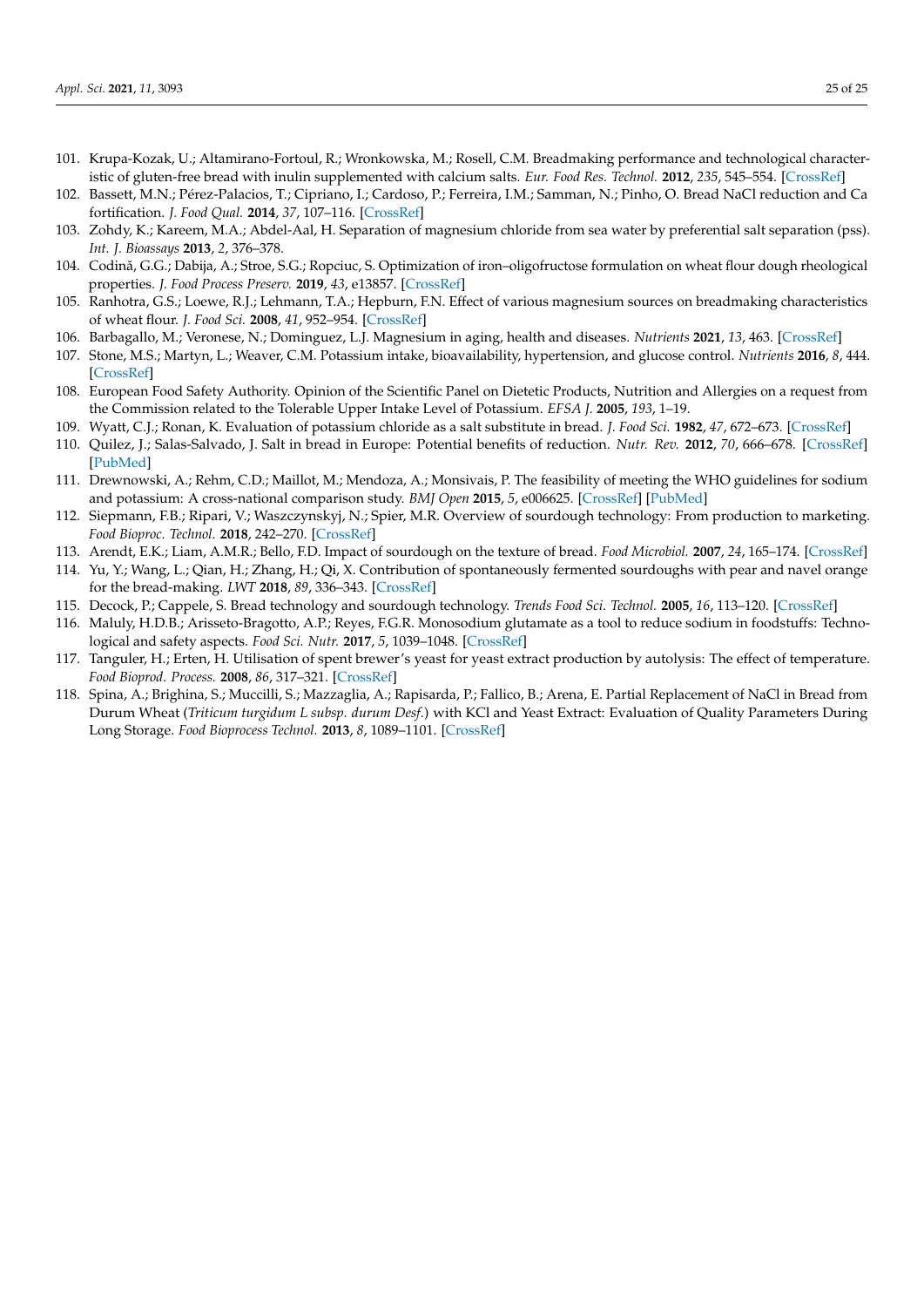101. Krupa-Kozak, U.; Altamirano-Fortoul, R.; Wronkowska, M.; Rosell, C.M. Breadmaking performance and technological characteristic of gluten-free bread with inulin supplemented with calcium salts. *Eur. Food Res. Technol.* **2012**, *235*, 545–554. [CrossRef]
102. Bassett, M.N.; Pérez-Palacios, T.; Cipriano, I.; Cardoso, P.; Ferreira, I.M.; Samman, N.; Pinho, O. Bread NaCl reduction and Ca fortification. *J. Food Qual.* **2014**, *37*, 107–116. [CrossRef]
103. Zohdy, K.; Kareem, M.A.; Abdel-Aal, H. Separation of magnesium chloride from sea water by preferential salt separation (pss). *Int. J. Bioassays* **2013**, *2*, 376–378.
104. Codină, G.G.; Dabija, A.; Stroe, S.G.; Ropciuc, S. Optimization of iron–oligofructose formulation on wheat flour dough rheological properties. *J. Food Process Preserv.* **2019**, *43*, e13857. [CrossRef]
105. Ranhotra, G.S.; Loewe, R.J.; Lehmann, T.A.; Hepburn, F.N. Effect of various magnesium sources on breadmaking characteristics of wheat flour. *J. Food Sci.* **2008**, *41*, 952–954. [CrossRef]
106. Barbagallo, M.; Veronese, N.; Dominguez, L.J. Magnesium in aging, health and diseases. *Nutrients* **2021**, *13*, 463. [CrossRef]
107. Stone, M.S.; Martyn, L.; Weaver, C.M. Potassium intake, bioavailability, hypertension, and glucose control. *Nutrients* **2016**, *8*, 444. [CrossRef]
108. European Food Safety Authority. Opinion of the Scientific Panel on Dietetic Products, Nutrition and Allergies on a request from the Commission related to the Tolerable Upper Intake Level of Potassium. *EFSA J.* **2005**, *193*, 1–19.
109. Wyatt, C.J.; Ronan, K. Evaluation of potassium chloride as a salt substitute in bread. *J. Food Sci.* **1982**, *47*, 672–673. [CrossRef]
110. Quilez, J.; Salas-Salvado, J. Salt in bread in Europe: Potential benefits of reduction. *Nutr. Rev.* **2012**, *70*, 666–678. [CrossRef] [PubMed]
111. Drewnowski, A.; Rehm, C.D.; Maillot, M.; Mendoza, A.; Monsivais, P. The feasibility of meeting the WHO guidelines for sodium and potassium: A cross-national comparison study. *BMJ Open* **2015**, *5*, e006625. [CrossRef] [PubMed]
112. Siepmann, F.B.; Ripari, V.; Waszczynskyj, N.; Spier, M.R. Overview of sourdough technology: From production to marketing. *Food Bioproc. Technol.* **2018**, 242–270. [CrossRef]
113. Arendt, E.K.; Liam, A.M.R.; Bello, F.D. Impact of sourdough on the texture of bread. *Food Microbiol.* **2007**, *24*, 165–174. [CrossRef]
114. Yu, Y.; Wang, L.; Qian, H.; Zhang, H.; Qi, X. Contribution of spontaneously fermented sourdoughs with pear and navel orange for the bread-making. *LWT* **2018**, *89*, 336–343. [CrossRef]
115. Decock, P.; Cappele, S. Bread technology and sourdough technology. *Trends Food Sci. Technol.* **2005**, *16*, 113–120. [CrossRef]
116. Maluly, H.D.B.; Arisseto-Bragotto, A.P.; Reyes, F.G.R. Monosodium glutamate as a tool to reduce sodium in foodstuffs: Technological and safety aspects. *Food Sci. Nutr.* **2017**, *5*, 1039–1048. [CrossRef]
117. Tanguler, H.; Erten, H. Utilisation of spent brewer's yeast for yeast extract production by autolysis: The effect of temperature. *Food Bioprod. Process.* **2008**, *86*, 317–321. [CrossRef]
118. Spina, A.; Brighina, S.; Muccilli, S.; Mazzaglia, A.; Rapisarda, P.; Fallico, B.; Arena, E. Partial Replacement of NaCl in Bread from Durum Wheat (*Triticum turgidum L subsp. durum Desf.*) with KCl and Yeast Extract: Evaluation of Quality Parameters During Long Storage. *Food Bioprocess Technol.* **2013**, *8*, 1089–1101. [CrossRef]